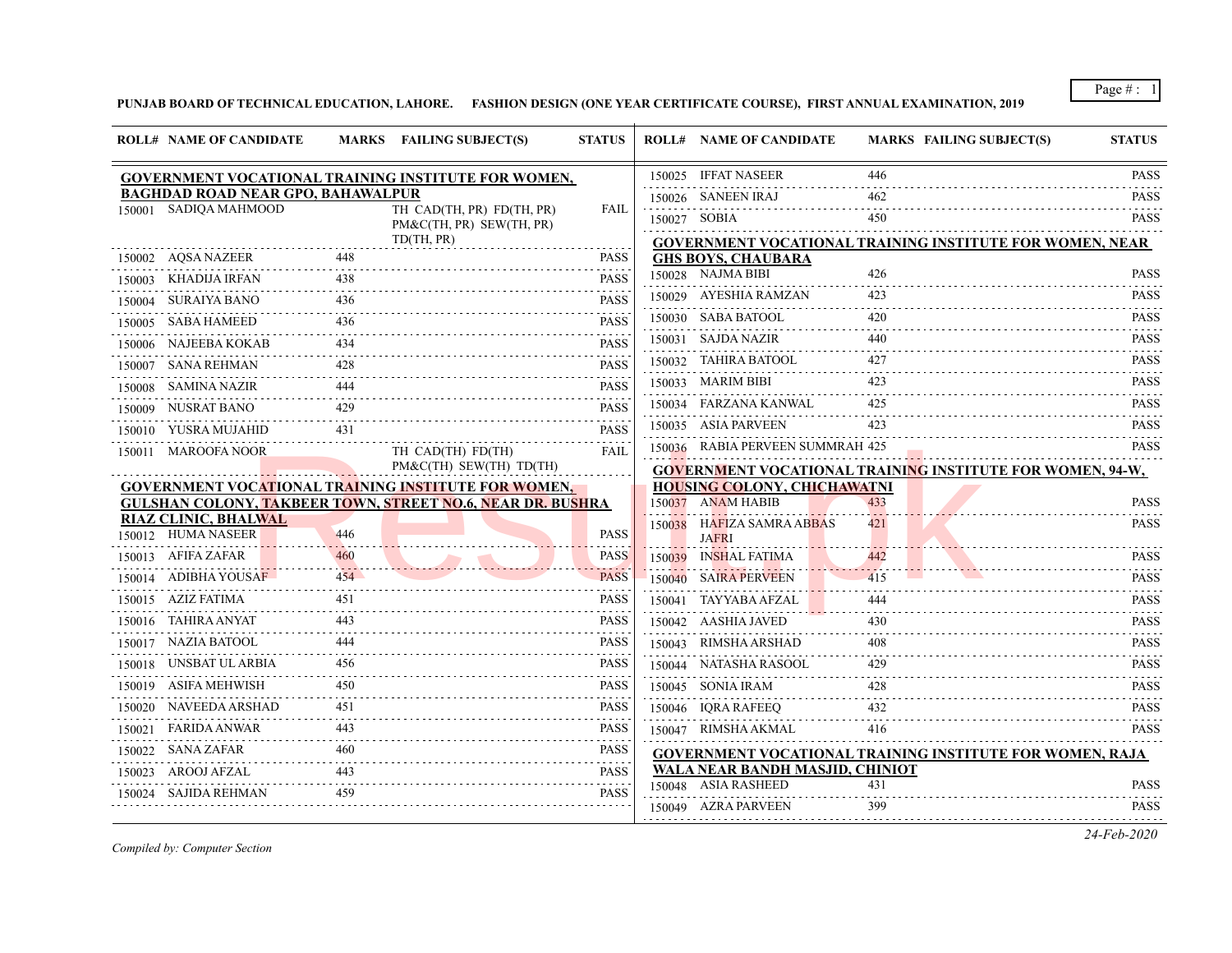**PUNJAB BOARD OF TECHNICAL EDUCATION, LAHORE. FASHION DESIGN (ONE YEAR CERTIFICATE COURSE), FIRST ANNUAL EXAMINATION, 2019**

| ROLL# | NAME OF CANDIDATE | MARKS | FAILING SUBJECT(S) | STATUS |
|---|---|---|---|---|
| **GOVERNMENT VOCATIONAL TRAINING INSTITUTE FOR WOMEN, BAGHDAD ROAD NEAR GPO, BAHAWALPUR** | | | | |
| 150001 | SADIQA MAHMOOD | | TH CAD(TH, PR) FD(TH, PR) PM&C(TH, PR) SEW(TH, PR) TD(TH, PR) | FAIL |
| 150002 | AQSA NAZEER | 448 | | PASS |
| 150003 | KHADIJA IRFAN | 438 | | PASS |
| 150004 | SURAIYA BANO | 436 | | PASS |
| 150005 | SABA HAMEED | 436 | | PASS |
| 150006 | NAJEEBA KOKAB | 434 | | PASS |
| 150007 | SANA REHMAN | 428 | | PASS |
| 150008 | SAMINA NAZIR | 444 | | PASS |
| 150009 | NUSRAT BANO | 429 | | PASS |
| 150010 | YUSRA MUJAHID | 431 | | PASS |
| 150011 | MAROOFA NOOR | | TH CAD(TH) FD(TH) PM&C(TH) SEW(TH) TD(TH) | FAIL |
| **GOVERNMENT VOCATIONAL TRAINING INSTITUTE FOR WOMEN, GULSHAN COLONY, TAKBEER TOWN, STREET NO.6, NEAR DR. BUSHRA RIAZ CLINIC, BHALWAL** | | | | |
| 150012 | HUMA NASEER | 446 | | PASS |
| 150013 | AFIFA ZAFAR | 460 | | PASS |
| 150014 | ADIBHA YOUSAF | 454 | | PASS |
| 150015 | AZIZ FATIMA | 451 | | PASS |
| 150016 | TAHIRA ANYAT | 443 | | PASS |
| 150017 | NAZIA BATOOL | 444 | | PASS |
| 150018 | UNSBAT UL ARBIA | 456 | | PASS |
| 150019 | ASIFA MEHWISH | 450 | | PASS |
| 150020 | NAVEEDA ARSHAD | 451 | | PASS |
| 150021 | FARIDA ANWAR | 443 | | PASS |
| 150022 | SANA ZAFAR | 460 | | PASS |
| 150023 | AROOJ AFZAL | 443 | | PASS |
| 150024 | SAJIDA REHMAN | 459 | | PASS |
| 150025 | IFFAT NASEER | 446 | | PASS |
| 150026 | SANEEN IRAJ | 462 | | PASS |
| 150027 | SOBIA | 450 | | PASS |
| **GOVERNMENT VOCATIONAL TRAINING INSTITUTE FOR WOMEN, NEAR GHS BOYS, CHAUBARA** | | | | |
| 150028 | NAJMA BIBI | 426 | | PASS |
| 150029 | AYESHIA RAMZAN | 423 | | PASS |
| 150030 | SABA BATOOL | 420 | | PASS |
| 150031 | SAJDA NAZIR | 440 | | PASS |
| 150032 | TAHIRA BATOOL | 427 | | PASS |
| 150033 | MARIM BIBI | 423 | | PASS |
| 150034 | FARZANA KANWAL | 425 | | PASS |
| 150035 | ASIA PARVEEN | 423 | | PASS |
| 150036 | RABIA PERVEEN SUMMRAH | 425 | | PASS |
| **GOVERNMENT VOCATIONAL TRAINING INSTITUTE FOR WOMEN, 94-W, HOUSING COLONY, CHICHAWATNI** | | | | |
| 150037 | ANAM HABIB | 433 | | PASS |
| 150038 | HAFIZA SAMRA ABBAS JAFRI | 421 | | PASS |
| 150039 | INSHAL FATIMA | 442 | | PASS |
| 150040 | SAIRA PERVEEN | 415 | | PASS |
| 150041 | TAYYABA AFZAL | 444 | | PASS |
| 150042 | AASHIA JAVED | 430 | | PASS |
| 150043 | RIMSHA ARSHAD | 408 | | PASS |
| 150044 | NATASHA RASOOL | 429 | | PASS |
| 150045 | SONIA IRAM | 428 | | PASS |
| 150046 | IQRA RAFEEQ | 432 | | PASS |
| 150047 | RIMSHA AKMAL | 416 | | PASS |
| **GOVERNMENT VOCATIONAL TRAINING INSTITUTE FOR WOMEN, RAJA WALA NEAR BANDH MASJID, CHINIOT** | | | | |
| 150048 | ASIA RASHEED | 431 | | PASS |
| 150049 | AZRA PARVEEN | 399 | | PASS |

*Compiled by: Computer Section*

*24-Feb-2020*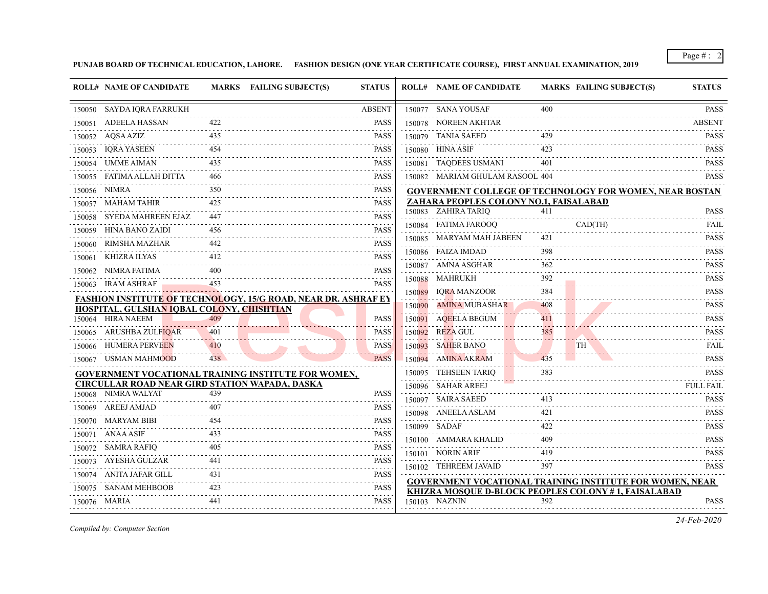**PUNJAB BOARD OF TECHNICAL EDUCATION, LAHORE. FASHION DESIGN (ONE YEAR CERTIFICATE COURSE), FIRST ANNUAL EXAMINATION, 2019**

| ROLL# | NAME OF CANDIDATE | MARKS | FAILING SUBJECT(S) | STATUS |
|---|---|---|---|---|
| 150050 | SAYDA IQRA FARRUKH | | | ABSENT |
| 150051 | ADEELA HASSAN | 422 | | PASS |
| 150052 | AQSA AZIZ | 435 | | PASS |
| 150053 | IQRA YASEEN | 454 | | PASS |
| 150054 | UMME AIMAN | 435 | | PASS |
| 150055 | FATIMA ALLAH DITTA | 466 | | PASS |
| 150056 | NIMRA | 350 | | PASS |
| 150057 | MAHAM TAHIR | 425 | | PASS |
| 150058 | SYEDA MAHREEN EJAZ | 447 | | PASS |
| 150059 | HINA BANO ZAIDI | 456 | | PASS |
| 150060 | RIMSHA MAZHAR | 442 | | PASS |
| 150061 | KHIZRA ILYAS | 412 | | PASS |
| 150062 | NIMRA FATIMA | 400 | | PASS |
| 150063 | IRAM ASHRAF | 453 | | PASS |

**FASHION INSTITUTE OF TECHNOLOGY, 15/G ROAD, NEAR DR. ASHRAF EY HOSPITAL, GULSHAN IQBAL COLONY, CHISHTIAN**

| ROLL# | NAME OF CANDIDATE | MARKS | FAILING SUBJECT(S) | STATUS |
|---|---|---|---|---|
| 150064 | HIRA NAEEM | 409 | | PASS |
| 150065 | ARUSHBA ZULFIQAR | 401 | | PASS |
| 150066 | HUMERA PERVEEN | 410 | | PASS |
| 150067 | USMAN MAHMOOD | 438 | | PASS |

**GOVERNMENT VOCATIONAL TRAINING INSTITUTE FOR WOMEN, CIRCULLAR ROAD NEAR GIRD STATION WAPADA, DASKA**

| ROLL# | NAME OF CANDIDATE | MARKS | FAILING SUBJECT(S) | STATUS |
|---|---|---|---|---|
| 150068 | NIMRA WALYAT | 439 | | PASS |
| 150069 | AREEJ AMJAD | 407 | | PASS |
| 150070 | MARYAM BIBI | 454 | | PASS |
| 150071 | ANAA ASIF | 433 | | PASS |
| 150072 | SAMRA RAFIQ | 405 | | PASS |
| 150073 | AYESHA GULZAR | 441 | | PASS |
| 150074 | ANITA JAFAR GILL | 431 | | PASS |
| 150075 | SANAM MEHBOOB | 423 | | PASS |
| 150076 | MARIA | 441 | | PASS |
| 150077 | SANA YOUSAF | 400 | | PASS |
| 150078 | NOREEN AKHTAR | | | ABSENT |
| 150079 | TANIA SAEED | 429 | | PASS |
| 150080 | HINA ASIF | 423 | | PASS |
| 150081 | TAQDEES USMANI | 401 | | PASS |
| 150082 | MARIAM GHULAM RASOOL | 404 | | PASS |

**GOVERNMENT COLLEGE OF TECHNOLOGY FOR WOMEN, NEAR BOSTAN ZAHARA PEOPLES COLONY NO.1, FAISALABAD**

| ROLL# | NAME OF CANDIDATE | MARKS | FAILING SUBJECT(S) | STATUS |
|---|---|---|---|---|
| 150083 | ZAHIRA TARIQ | 411 | | PASS |
| 150084 | FATIMA FAROOQ | | CAD(TH) | FAIL |
| 150085 | MARYAM MAH JABEEN | 421 | | PASS |
| 150086 | FAIZA IMDAD | 398 | | PASS |
| 150087 | AMNA ASGHAR | 362 | | PASS |
| 150088 | MAHRUKH | 392 | | PASS |
| 150089 | IQRA MANZOOR | 384 | | PASS |
| 150090 | AMINA MUBASHAR | 408 | | PASS |
| 150091 | AQEELA BEGUM | 411 | | PASS |
| 150092 | REZA GUL | 385 | | PASS |
| 150093 | SAHER BANO | | TH | FAIL |
| 150094 | AMINA AKRAM | 435 | | PASS |
| 150095 | TEHSEEN TARIQ | 383 | | PASS |
| 150096 | SAHAR AREEJ | | | FULL FAIL |
| 150097 | SAIRA SAEED | 413 | | PASS |
| 150098 | ANEELA ASLAM | 421 | | PASS |
| 150099 | SADAF | 422 | | PASS |
| 150100 | AMMARA KHALID | 409 | | PASS |
| 150101 | NORIN ARIF | 419 | | PASS |
| 150102 | TEHREEM JAVAID | 397 | | PASS |

**GOVERNMENT VOCATIONAL TRAINING INSTITUTE FOR WOMEN, NEAR KHIZRA MOSQUE D-BLOCK PEOPLES COLONY # 1, FAISALABAD**

| ROLL# | NAME OF CANDIDATE | MARKS | FAILING SUBJECT(S) | STATUS |
|---|---|---|---|---|
| 150103 | NAZNIN | 392 | | PASS |

*Compiled by: Computer Section*

*24-Feb-2020*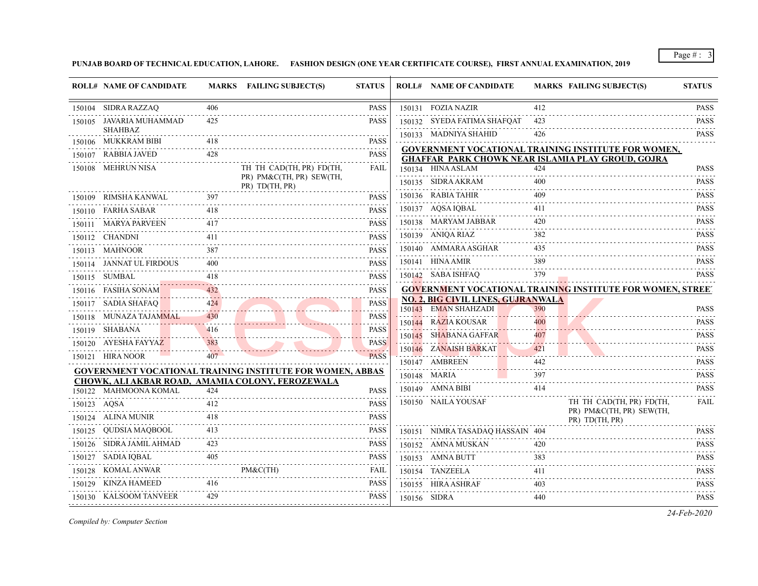**PUNJAB BOARD OF TECHNICAL EDUCATION, LAHORE. FASHION DESIGN (ONE YEAR CERTIFICATE COURSE), FIRST ANNUAL EXAMINATION, 2019**

| ROLL# | NAME OF CANDIDATE | MARKS | FAILING SUBJECT(S) | STATUS |
|---|---|---|---|---|
| 150104 | SIDRA RAZZAQ | 406 | | PASS |
| 150105 | JAVARIA MUHAMMAD SHAHBAZ | 425 | | PASS |
| 150106 | MUKKRAM BIBI | 418 | | PASS |
| 150107 | RABBIA JAVED | 428 | | PASS |
| 150108 | MEHRUN NISA | | TH TH CAD(TH, PR) FD(TH, PR) PM&C(TH, PR) SEW(TH, PR) TD(TH, PR) | FAIL |
| 150109 | RIMSHA KANWAL | 397 | | PASS |
| 150110 | FARHA SABAR | 418 | | PASS |
| 150111 | MARYA PARVEEN | 417 | | PASS |
| 150112 | CHANDNI | 411 | | PASS |
| 150113 | MAHNOOR | 387 | | PASS |
| 150114 | JANNAT UL FIRDOUS | 400 | | PASS |
| 150115 | SUMBAL | 418 | | PASS |
| 150116 | FASIHA SONAM | 432 | | PASS |
| 150117 | SADIA SHAFAQ | 424 | | PASS |
| 150118 | MUNAZA TAJAMMAL | 430 | | PASS |
| 150119 | SHABANA | 416 | | PASS |
| 150120 | AYESHA FAYYAZ | 383 | | PASS |
| 150121 | HIRA NOOR | 407 | | PASS |

**GOVERNMENT VOCATIONAL TRAINING INSTITUTE FOR WOMEN, ABBAS CHOWK, ALI AKBAR ROAD, AMAMIA COLONY, FEROZEWALA**

| ROLL# | NAME OF CANDIDATE | MARKS | FAILING SUBJECT(S) | STATUS |
|---|---|---|---|---|
| 150122 | MAHMOONA KOMAL | 424 | | PASS |
| 150123 | AQSA | 412 | | PASS |
| 150124 | ALINA MUNIR | 418 | | PASS |
| 150125 | QUDSIA MAQBOOL | 413 | | PASS |
| 150126 | SIDRA JAMIL AHMAD | 423 | | PASS |
| 150127 | SADIA IQBAL | 405 | | PASS |
| 150128 | KOMAL ANWAR | | PM&C(TH) | FAIL |
| 150129 | KINZA HAMEED | 416 | | PASS |
| 150130 | KALSOOM TANVEER | 429 | | PASS |
| 150131 | FOZIA NAZIR | 412 | | PASS |
| 150132 | SYEDA FATIMA SHAFQAT | 423 | | PASS |
| 150133 | MADNIYA SHAHID | 426 | | PASS |

**GOVERNMENT VOCATIONAL TRAINING INSTITUTE FOR WOMEN, GHAFFAR PARK CHOWK NEAR ISLAMIA PLAY GROUD, GOJRA**

| ROLL# | NAME OF CANDIDATE | MARKS | FAILING SUBJECT(S) | STATUS |
|---|---|---|---|---|
| 150134 | HINA ASLAM | 424 | | PASS |
| 150135 | SIDRA AKRAM | 400 | | PASS |
| 150136 | RABIA TAHIR | 409 | | PASS |
| 150137 | AQSA IQBAL | 411 | | PASS |
| 150138 | MARYAM JABBAR | 420 | | PASS |
| 150139 | ANIQA RIAZ | 382 | | PASS |
| 150140 | AMMARA ASGHAR | 435 | | PASS |
| 150141 | HINA AMIR | 389 | | PASS |
| 150142 | SABA ISHFAQ | 379 | | PASS |

**GOVERNMENT VOCATIONAL TRAINING INSTITUTE FOR WOMEN, STREET NO. 2, BIG CIVIL LINES, GUJRANWALA**

| ROLL# | NAME OF CANDIDATE | MARKS | FAILING SUBJECT(S) | STATUS |
|---|---|---|---|---|
| 150143 | EMAN SHAHZADI | 390 | | PASS |
| 150144 | RAZIA KOUSAR | 400 | | PASS |
| 150145 | SHABANA GAFFAR | 407 | | PASS |
| 150146 | ZANAISH BARKAT | 421 | | PASS |
| 150147 | AMBREEN | 442 | | PASS |
| 150148 | MARIA | 397 | | PASS |
| 150149 | AMNA BIBI | 414 | | PASS |
| 150150 | NAILA YOUSAF | | TH TH CAD(TH, PR) FD(TH, PR) PM&C(TH, PR) SEW(TH, PR) TD(TH, PR) | FAIL |
| 150151 | NIMRA TASADAQ HASSAIN | 404 | | PASS |
| 150152 | AMNA MUSKAN | 420 | | PASS |
| 150153 | AMNA BUTT | 383 | | PASS |
| 150154 | TANZEELA | 411 | | PASS |
| 150155 | HIRA ASHRAF | 403 | | PASS |
| 150156 | SIDRA | 440 | | PASS |

*Compiled by: Computer Section*

*24-Feb-2020*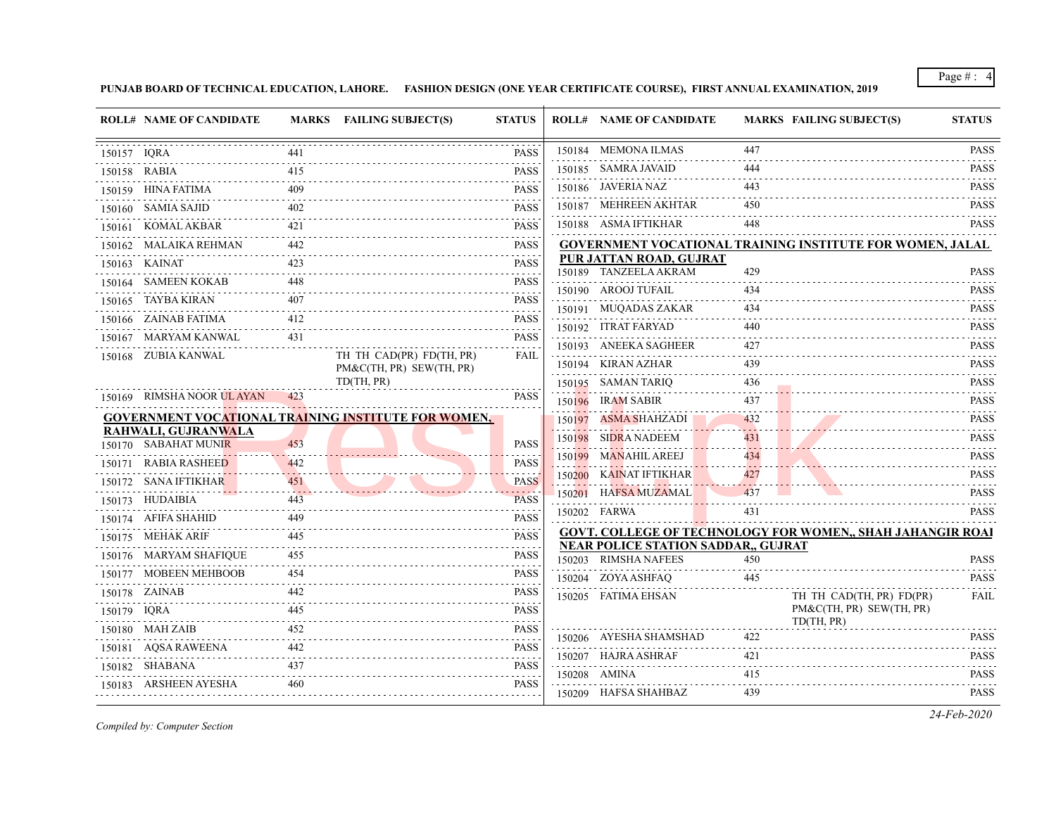**PUNJAB BOARD OF TECHNICAL EDUCATION, LAHORE. FASHION DESIGN (ONE YEAR CERTIFICATE COURSE), FIRST ANNUAL EXAMINATION, 2019**

| ROLL# | NAME OF CANDIDATE | MARKS | FAILING SUBJECT(S) | STATUS |
|---|---|---|---|---|
| 150157 | IQRA | 441 | | PASS |
| 150158 | RABIA | 415 | | PASS |
| 150159 | HINA FATIMA | 409 | | PASS |
| 150160 | SAMIA SAJID | 402 | | PASS |
| 150161 | KOMAL AKBAR | 421 | | PASS |
| 150162 | MALAIKA REHMAN | 442 | | PASS |
| 150163 | KAINAT | 423 | | PASS |
| 150164 | SAMEEN KOKAB | 448 | | PASS |
| 150165 | TAYBA KIRAN | 407 | | PASS |
| 150166 | ZAINAB FATIMA | 412 | | PASS |
| 150167 | MARYAM KANWAL | 431 | | PASS |
| 150168 | ZUBIA KANWAL | | TH TH CAD(PR) FD(TH, PR) PM&C(TH, PR) SEW(TH, PR) TD(TH, PR) | FAIL |
| 150169 | RIMSHA NOOR UL AYAN | 423 | | PASS |

**GOVERNMENT VOCATIONAL TRAINING INSTITUTE FOR WOMEN, RAHWALI, GUJRANWALA**

| ROLL# | NAME OF CANDIDATE | MARKS | FAILING SUBJECT(S) | STATUS |
|---|---|---|---|---|
| 150170 | SABAHAT MUNIR | 453 | | PASS |
| 150171 | RABIA RASHEED | 442 | | PASS |
| 150172 | SANA IFTIKHAR | 451 | | PASS |
| 150173 | HUDAIBIA | 443 | | PASS |
| 150174 | AFIFA SHAHID | 449 | | PASS |
| 150175 | MEHAK ARIF | 445 | | PASS |
| 150176 | MARYAM SHAFIQUE | 455 | | PASS |
| 150177 | MOBEEN MEHBOOB | 454 | | PASS |
| 150178 | ZAINAB | 442 | | PASS |
| 150179 | IQRA | 445 | | PASS |
| 150180 | MAH ZAIB | 452 | | PASS |
| 150181 | AQSA RAWEENA | 442 | | PASS |
| 150182 | SHABANA | 437 | | PASS |
| 150183 | ARSHEEN AYESHA | 460 | | PASS |
| 150184 | MEMONA ILMAS | 447 | | PASS |
| 150185 | SAMRA JAVAID | 444 | | PASS |
| 150186 | JAVERIA NAZ | 443 | | PASS |
| 150187 | MEHREEN AKHTAR | 450 | | PASS |
| 150188 | ASMA IFTIKHAR | 448 | | PASS |

**GOVERNMENT VOCATIONAL TRAINING INSTITUTE FOR WOMEN, JALAL PUR JATTAN ROAD, GUJRAT**

| ROLL# | NAME OF CANDIDATE | MARKS | FAILING SUBJECT(S) | STATUS |
|---|---|---|---|---|
| 150189 | TANZEELA AKRAM | 429 | | PASS |
| 150190 | AROOJ TUFAIL | 434 | | PASS |
| 150191 | MUQADAS ZAKAR | 434 | | PASS |
| 150192 | ITRAT FARYAD | 440 | | PASS |
| 150193 | ANEEKA SAGHEER | 427 | | PASS |
| 150194 | KIRAN AZHAR | 439 | | PASS |
| 150195 | SAMAN TARIQ | 436 | | PASS |
| 150196 | IRAM SABIR | 437 | | PASS |
| 150197 | ASMA SHAHZADI | 432 | | PASS |
| 150198 | SIDRA NADEEM | 431 | | PASS |
| 150199 | MANAHIL AREEJ | 434 | | PASS |
| 150200 | KAINAT IFTIKHAR | 427 | | PASS |
| 150201 | HAFSA MUZAMAL | 437 | | PASS |
| 150202 | FARWA | 431 | | PASS |

**GOVT. COLLEGE OF TECHNOLOGY FOR WOMEN,, SHAH JAHANGIR ROAI NEAR POLICE STATION SADDAR,, GUJRAT**

| ROLL# | NAME OF CANDIDATE | MARKS | FAILING SUBJECT(S) | STATUS |
|---|---|---|---|---|
| 150203 | RIMSHA NAFEES | 450 | | PASS |
| 150204 | ZOYA ASHFAQ | 445 | | PASS |
| 150205 | FATIMA EHSAN | | TH TH CAD(TH, PR) FD(PR) PM&C(TH, PR) SEW(TH, PR) TD(TH, PR) | FAIL |
| 150206 | AYESHA SHAMSHAD | 422 | | PASS |
| 150207 | HAJRA ASHRAF | 421 | | PASS |
| 150208 | AMINA | 415 | | PASS |
| 150209 | HAFSA SHAHBAZ | 439 | | PASS |

*Compiled by: Computer Section*

*24-Feb-2020*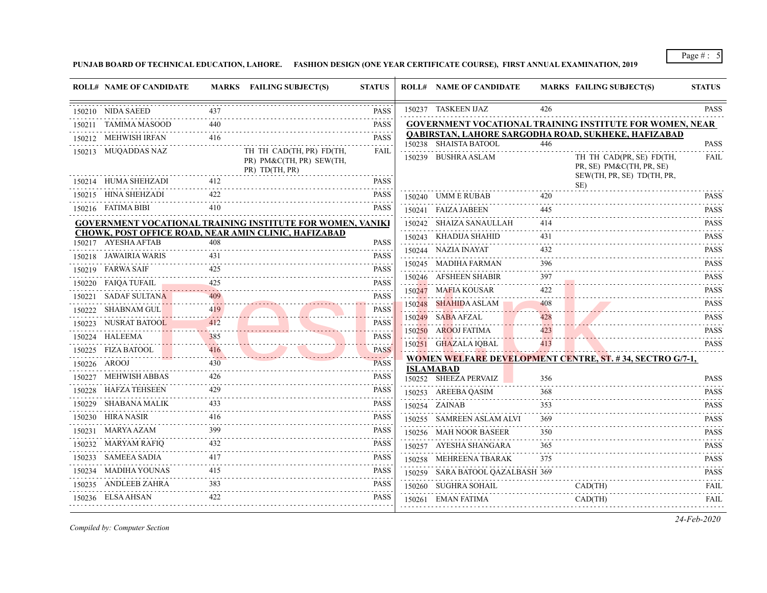**PUNJAB BOARD OF TECHNICAL EDUCATION, LAHORE.     FASHION DESIGN (ONE YEAR CERTIFICATE COURSE), FIRST ANNUAL EXAMINATION, 2019**

| ROLL# | NAME OF CANDIDATE | MARKS | FAILING SUBJECT(S) | STATUS |
|---|---|---|---|---|
| 150210 | NIDA SAEED | 437 | | PASS |
| 150211 | TAMIMA MASOOD | 440 | | PASS |
| 150212 | MEHWISH IRFAN | 416 | | PASS |
| 150213 | MUQADDAS NAZ | | TH TH CAD(TH, PR) FD(TH, PR) PM&C(TH, PR) SEW(TH, PR) TD(TH, PR) | FAIL |
| 150214 | HUMA SHEHZADI | 412 | | PASS |
| 150215 | HINA SHEHZADI | 422 | | PASS |
| 150216 | FATIMA BIBI | 410 | | PASS |

**GOVERNMENT VOCATIONAL TRAINING INSTITUTE FOR WOMEN, VANIKI CHOWK, POST OFFICE ROAD, NEAR AMIN CLINIC, HAFIZABAD**

| ROLL# | NAME OF CANDIDATE | MARKS | FAILING SUBJECT(S) | STATUS |
|---|---|---|---|---|
| 150217 | AYESHA AFTAB | 408 | | PASS |
| 150218 | JAWAIRIA WARIS | 431 | | PASS |
| 150219 | FARWA SAIF | 425 | | PASS |
| 150220 | FAIQA TUFAIL | 425 | | PASS |
| 150221 | SADAF SULTANA | 409 | | PASS |
| 150222 | SHABNAM GUL | 419 | | PASS |
| 150223 | NUSRAT BATOOL | 412 | | PASS |
| 150224 | HALEEMA | 385 | | PASS |
| 150225 | FIZA BATOOL | 416 | | PASS |
| 150226 | AROOJ | 430 | | PASS |
| 150227 | MEHWISH ABBAS | 426 | | PASS |
| 150228 | HAFZA TEHSEEN | 429 | | PASS |
| 150229 | SHABANA MALIK | 433 | | PASS |
| 150230 | HIRA NASIR | 416 | | PASS |
| 150231 | MARYA AZAM | 399 | | PASS |
| 150232 | MARYAM RAFIQ | 432 | | PASS |
| 150233 | SAMEEA SADIA | 417 | | PASS |
| 150234 | MADIHA YOUNAS | 415 | | PASS |
| 150235 | ANDLEEB ZAHRA | 383 | | PASS |
| 150236 | ELSA AHSAN | 422 | | PASS |
| 150237 | TASKEEN IJAZ | 426 | | PASS |

**GOVERNMENT VOCATIONAL TRAINING INSTITUTE FOR WOMEN, NEAR QABIRSTAN, LAHORE SARGODHA ROAD, SUKHEKE, HAFIZABAD**

| ROLL# | NAME OF CANDIDATE | MARKS | FAILING SUBJECT(S) | STATUS |
|---|---|---|---|---|
| 150238 | SHAISTA BATOOL | 446 | | PASS |
| 150239 | BUSHRA ASLAM | | TH TH CAD(PR, SE) FD(TH, PR, SE) PM&C(TH, PR, SE) SEW(TH, PR, SE) TD(TH, PR, SE) | FAIL |
| 150240 | UMM E RUBAB | 420 | | PASS |
| 150241 | FAIZA JABEEN | 445 | | PASS |
| 150242 | SHAIZA SANAULLAH | 414 | | PASS |
| 150243 | KHADIJA SHAHID | 431 | | PASS |
| 150244 | NAZIA INAYAT | 432 | | PASS |
| 150245 | MADIHA FARMAN | 396 | | PASS |
| 150246 | AFSHEEN SHABIR | 397 | | PASS |
| 150247 | MAFIA KOUSAR | 422 | | PASS |
| 150248 | SHAHIDA ASLAM | 408 | | PASS |
| 150249 | SABA AFZAL | 428 | | PASS |
| 150250 | AROOJ FATIMA | 423 | | PASS |
| 150251 | GHAZALA IQBAL | 413 | | PASS |

**WOMEN WELFARE DEVELOPMENT CENTRE, ST. # 34, SECTRO G/7-1, ISLAMABAD**

| ROLL# | NAME OF CANDIDATE | MARKS | FAILING SUBJECT(S) | STATUS |
|---|---|---|---|---|
| 150252 | SHEEZA PERVAIZ | 356 | | PASS |
| 150253 | AREEBA QASIM | 368 | | PASS |
| 150254 | ZAINAB | 353 | | PASS |
| 150255 | SAMREEN ASLAM ALVI | 369 | | PASS |
| 150256 | MAH NOOR BASEER | 350 | | PASS |
| 150257 | AYESHA SHANGARA | 365 | | PASS |
| 150258 | MEHREENA TBARAK | 375 | | PASS |
| 150259 | SARA BATOOL QAZALBASH | 369 | | PASS |
| 150260 | SUGHRA SOHAIL | | CAD(TH) | FAIL |
| 150261 | EMAN FATIMA | | CAD(TH) | FAIL |

*Compiled by: Computer Section*

*24-Feb-2020*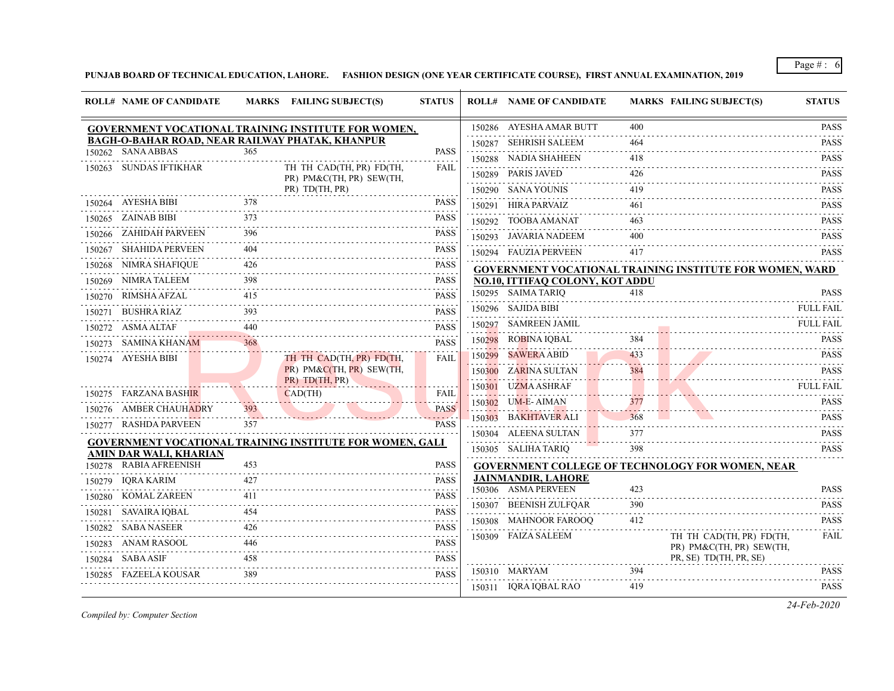**PUNJAB BOARD OF TECHNICAL EDUCATION, LAHORE. FASHION DESIGN (ONE YEAR CERTIFICATE COURSE), FIRST ANNUAL EXAMINATION, 2019**

**GOVERNMENT VOCATIONAL TRAINING INSTITUTE FOR WOMEN, BAGH-O-BAHAR ROAD, NEAR RAILWAY PHATAK, KHANPUR**

| ROLL# | NAME OF CANDIDATE | MARKS | FAILING SUBJECT(S) | STATUS |
|---|---|---|---|---|
| 150262 | SANA ABBAS | 365 | | PASS |
| 150263 | SUNDAS IFTIKHAR | | TH TH CAD(TH, PR) FD(TH, PR) PM&C(TH, PR) SEW(TH, PR) TD(TH, PR) | FAIL |
| 150264 | AYESHA BIBI | 378 | | PASS |
| 150265 | ZAINAB BIBI | 373 | | PASS |
| 150266 | ZAHIDAH PARVEEN | 396 | | PASS |
| 150267 | SHAHIDA PERVEEN | 404 | | PASS |
| 150268 | NIMRA SHAFIQUE | 426 | | PASS |
| 150269 | NIMRA TALEEM | 398 | | PASS |
| 150270 | RIMSHA AFZAL | 415 | | PASS |
| 150271 | BUSHRA RIAZ | 393 | | PASS |
| 150272 | ASMA ALTAF | 440 | | PASS |
| 150273 | SAMINA KHANAM | 368 | | PASS |
| 150274 | AYESHA BIBI | | TH TH CAD(TH, PR) FD(TH, PR) PM&C(TH, PR) SEW(TH, PR) TD(TH, PR) | FAIL |
| 150275 | FARZANA BASHIR | | CAD(TH) | FAIL |
| 150276 | AMBER CHAUHADRY | 393 | | PASS |
| 150277 | RASHDA PARVEEN | 357 | | PASS |

**GOVERNMENT VOCATIONAL TRAINING INSTITUTE FOR WOMEN, GALI AMIN DAR WALI, KHARIAN**

| ROLL# | NAME OF CANDIDATE | MARKS | FAILING SUBJECT(S) | STATUS |
|---|---|---|---|---|
| 150278 | RABIA AFREENISH | 453 | | PASS |
| 150279 | IQRA KARIM | 427 | | PASS |
| 150280 | KOMAL ZAREEN | 411 | | PASS |
| 150281 | SAVAIRA IQBAL | 454 | | PASS |
| 150282 | SABA NASEER | 426 | | PASS |
| 150283 | ANAM RASOOL | 446 | | PASS |
| 150284 | SABA ASIF | 458 | | PASS |
| 150285 | FAZEELA KOUSAR | 389 | | PASS |
| 150286 | AYESHA AMAR BUTT | 400 | | PASS |
| 150287 | SEHRISH SALEEM | 464 | | PASS |
| 150288 | NADIA SHAHEEN | 418 | | PASS |
| 150289 | PARIS JAVED | 426 | | PASS |
| 150290 | SANA YOUNIS | 419 | | PASS |
| 150291 | HIRA PARVAIZ | 461 | | PASS |
| 150292 | TOOBA AMANAT | 463 | | PASS |
| 150293 | JAVARIA NADEEM | 400 | | PASS |
| 150294 | FAUZIA PERVEEN | 417 | | PASS |

**GOVERNMENT VOCATIONAL TRAINING INSTITUTE FOR WOMEN, WARD NO.10, ITTIFAQ COLONY, KOT ADDU**

| ROLL# | NAME OF CANDIDATE | MARKS | FAILING SUBJECT(S) | STATUS |
|---|---|---|---|---|
| 150295 | SAIMA TARIQ | 418 | | PASS |
| 150296 | SAJIDA BIBI | | | FULL FAIL |
| 150297 | SAMREEN JAMIL | | | FULL FAIL |
| 150298 | ROBINA IQBAL | 384 | | PASS |
| 150299 | SAWERA ABID | 433 | | PASS |
| 150300 | ZARINA SULTAN | 384 | | PASS |
| 150301 | UZMA ASHRAF | | | FULL FAIL |
| 150302 | UM-E- AIMAN | 377 | | PASS |
| 150303 | BAKHTAVER ALI | 368 | | PASS |
| 150304 | ALEENA SULTAN | 377 | | PASS |
| 150305 | SALIHA TARIQ | 398 | | PASS |

**GOVERNMENT COLLEGE OF TECHNOLOGY FOR WOMEN, NEAR JAINMANDIR, LAHORE**

| ROLL# | NAME OF CANDIDATE | MARKS | FAILING SUBJECT(S) | STATUS |
|---|---|---|---|---|
| 150306 | ASMA PERVEEN | 423 | | PASS |
| 150307 | BEENISH ZULFQAR | 390 | | PASS |
| 150308 | MAHNOOR FAROOQ | 412 | | PASS |
| 150309 | FAIZA SALEEM | | TH TH CAD(TH, PR) FD(TH, PR) PM&C(TH, PR) SEW(TH, PR, SE) TD(TH, PR, SE) | FAIL |
| 150310 | MARYAM | 394 | | PASS |
| 150311 | IQRA IQBAL RAO | 419 | | PASS |

*Compiled by: Computer Section*

*24-Feb-2020*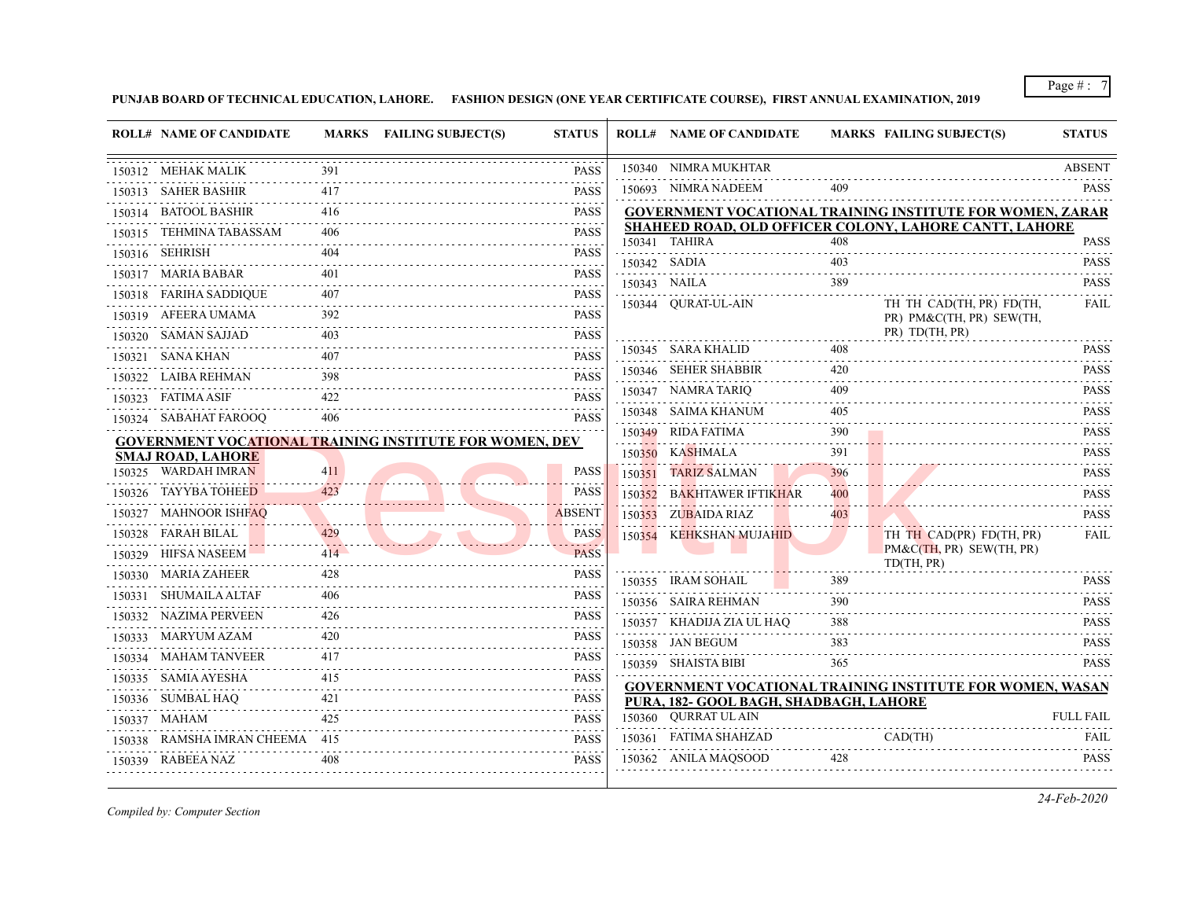**PUNJAB BOARD OF TECHNICAL EDUCATION, LAHORE. FASHION DESIGN (ONE YEAR CERTIFICATE COURSE), FIRST ANNUAL EXAMINATION, 2019**

| ROLL# | NAME OF CANDIDATE | MARKS | FAILING SUBJECT(S) | STATUS |
|---|---|---|---|---|
| 150312 | MEHAK MALIK | 391 | | PASS |
| 150313 | SAHER BASHIR | 417 | | PASS |
| 150314 | BATOOL BASHIR | 416 | | PASS |
| 150315 | TEHMINA TABASSAM | 406 | | PASS |
| 150316 | SEHRISH | 404 | | PASS |
| 150317 | MARIA BABAR | 401 | | PASS |
| 150318 | FARIHA SADDIQUE | 407 | | PASS |
| 150319 | AFEERA UMAMA | 392 | | PASS |
| 150320 | SAMAN SAJJAD | 403 | | PASS |
| 150321 | SANA KHAN | 407 | | PASS |
| 150322 | LAIBA REHMAN | 398 | | PASS |
| 150323 | FATIMA ASIF | 422 | | PASS |
| 150324 | SABAHAT FAROOQ | 406 | | PASS |

**GOVERNMENT VOCATIONAL TRAINING INSTITUTE FOR WOMEN, DEV SMAJ ROAD, LAHORE**

| ROLL# | NAME OF CANDIDATE | MARKS | FAILING SUBJECT(S) | STATUS |
|---|---|---|---|---|
| 150325 | WARDAH IMRAN | 411 | | PASS |
| 150326 | TAYYBA TOHEED | 423 | | PASS |
| 150327 | MAHNOOR ISHFAQ | | | ABSENT |
| 150328 | FARAH BILAL | 429 | | PASS |
| 150329 | HIFSA NASEEM | 414 | | PASS |
| 150330 | MARIA ZAHEER | 428 | | PASS |
| 150331 | SHUMAILA ALTAF | 406 | | PASS |
| 150332 | NAZIMA PERVEEN | 426 | | PASS |
| 150333 | MARYUM AZAM | 420 | | PASS |
| 150334 | MAHAM TANVEER | 417 | | PASS |
| 150335 | SAMIA AYESHA | 415 | | PASS |
| 150336 | SUMBAL HAQ | 421 | | PASS |
| 150337 | MAHAM | 425 | | PASS |
| 150338 | RAMSHA IMRAN CHEEMA | 415 | | PASS |
| 150339 | RABEEA NAZ | 408 | | PASS |
| 150340 | NIMRA MUKHTAR | | | ABSENT |
| 150693 | NIMRA NADEEM | 409 | | PASS |

**GOVERNMENT VOCATIONAL TRAINING INSTITUTE FOR WOMEN, ZARAR SHAHEED ROAD, OLD OFFICER COLONY, LAHORE CANTT, LAHORE**

| ROLL# | NAME OF CANDIDATE | MARKS | FAILING SUBJECT(S) | STATUS |
|---|---|---|---|---|
| 150341 | TAHIRA | 408 | | PASS |
| 150342 | SADIA | 403 | | PASS |
| 150343 | NAILA | 389 | | PASS |
| 150344 | QURAT-UL-AIN | | TH TH CAD(TH, PR) FD(TH, PR) PM&C(TH, PR) SEW(TH, PR) TD(TH, PR) | FAIL |
| 150345 | SARA KHALID | 408 | | PASS |
| 150346 | SEHER SHABBIR | 420 | | PASS |
| 150347 | NAMRA TARIQ | 409 | | PASS |
| 150348 | SAIMA KHANUM | 405 | | PASS |
| 150349 | RIDA FATIMA | 390 | | PASS |
| 150350 | KASHMALA | 391 | | PASS |
| 150351 | TARIZ SALMAN | 396 | | PASS |
| 150352 | BAKHTAWER IFTIKHAR | 400 | | PASS |
| 150353 | ZUBAIDA RIAZ | 403 | | PASS |
| 150354 | KEHKSHAN MUJAHID | | TH TH CAD(PR) FD(TH, PR) PM&C(TH, PR) SEW(TH, PR) TD(TH, PR) | FAIL |
| 150355 | IRAM SOHAIL | 389 | | PASS |
| 150356 | SAIRA REHMAN | 390 | | PASS |
| 150357 | KHADIJA ZIA UL HAQ | 388 | | PASS |
| 150358 | JAN BEGUM | 383 | | PASS |
| 150359 | SHAISTA BIBI | 365 | | PASS |

**GOVERNMENT VOCATIONAL TRAINING INSTITUTE FOR WOMEN, WASAN PURA, 182- GOOL BAGH, SHADBAGH, LAHORE**

| ROLL# | NAME OF CANDIDATE | MARKS | FAILING SUBJECT(S) | STATUS |
|---|---|---|---|---|
| 150360 | QURRAT UL AIN | | | FULL FAIL |
| 150361 | FATIMA SHAHZAD | | CAD(TH) | FAIL |
| 150362 | ANILA MAQSOOD | 428 | | PASS |

*Compiled by: Computer Section*

*24-Feb-2020*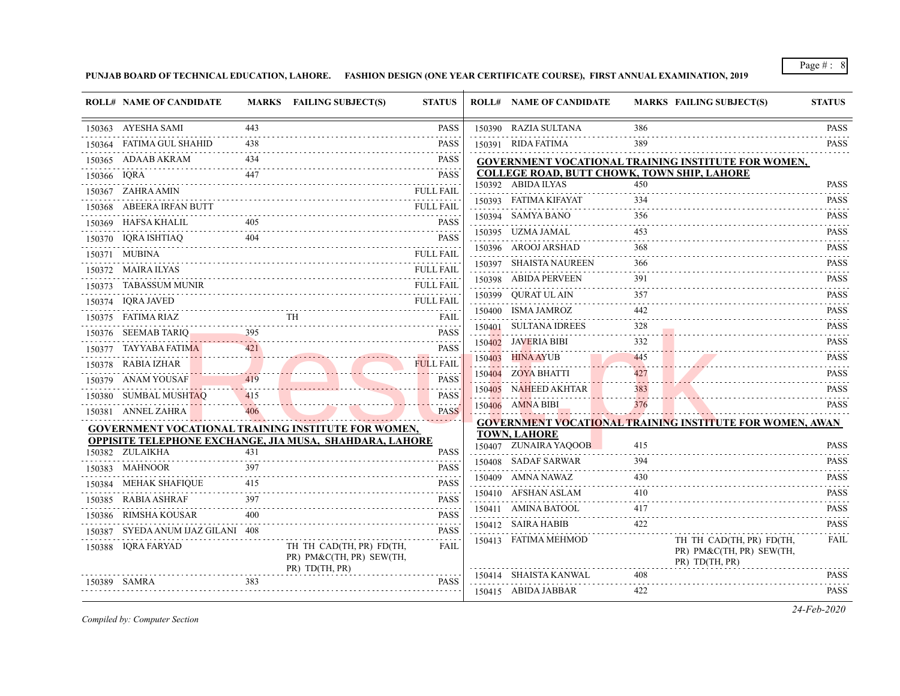**PUNJAB BOARD OF TECHNICAL EDUCATION, LAHORE. FASHION DESIGN (ONE YEAR CERTIFICATE COURSE), FIRST ANNUAL EXAMINATION, 2019**

| ROLL# | NAME OF CANDIDATE | MARKS | FAILING SUBJECT(S) | STATUS |
|---|---|---|---|---|
| 150363 | AYESHA SAMI | 443 | | PASS |
| 150364 | FATIMA GUL SHAHID | 438 | | PASS |
| 150365 | ADAAB AKRAM | 434 | | PASS |
| 150366 | IQRA | 447 | | PASS |
| 150367 | ZAHRA AMIN | | | FULL FAIL |
| 150368 | ABEERA IRFAN BUTT | | | FULL FAIL |
| 150369 | HAFSA KHALIL | 405 | | PASS |
| 150370 | IQRA ISHTIAQ | 404 | | PASS |
| 150371 | MUBINA | | | FULL FAIL |
| 150372 | MAIRA ILYAS | | | FULL FAIL |
| 150373 | TABASSUM MUNIR | | | FULL FAIL |
| 150374 | IQRA JAVED | | | FULL FAIL |
| 150375 | FATIMA RIAZ | | TH | FAIL |
| 150376 | SEEMAB TARIQ | 395 | | PASS |
| 150377 | TAYYABA FATIMA | 421 | | PASS |
| 150378 | RABIA IZHAR | | | FULL FAIL |
| 150379 | ANAM YOUSAF | 419 | | PASS |
| 150380 | SUMBAL MUSHTAQ | 415 | | PASS |
| 150381 | ANNEL ZAHRA | 406 | | PASS |

**GOVERNMENT VOCATIONAL TRAINING INSTITUTE FOR WOMEN, OPPISITE TELEPHONE EXCHANGE, JIA MUSA, SHAHDARA, LAHORE**

| ROLL# | NAME OF CANDIDATE | MARKS | FAILING SUBJECT(S) | STATUS |
|---|---|---|---|---|
| 150382 | ZULAIKHA | 431 | | PASS |
| 150383 | MAHNOOR | 397 | | PASS |
| 150384 | MEHAK SHAFIQUE | 415 | | PASS |
| 150385 | RABIA ASHRAF | 397 | | PASS |
| 150386 | RIMSHA KOUSAR | 400 | | PASS |
| 150387 | SYEDA ANUM IJAZ GILANI | 408 | | PASS |
| 150388 | IQRA FARYAD | | TH TH CAD(TH, PR) FD(TH, PR) PM&C(TH, PR) SEW(TH, PR) TD(TH, PR) | FAIL |
| 150389 | SAMRA | 383 | | PASS |
| 150390 | RAZIA SULTANA | 386 | | PASS |
| 150391 | RIDA FATIMA | 389 | | PASS |

**GOVERNMENT VOCATIONAL TRAINING INSTITUTE FOR WOMEN, COLLEGE ROAD, BUTT CHOWK, TOWN SHIP, LAHORE**

| ROLL# | NAME OF CANDIDATE | MARKS | FAILING SUBJECT(S) | STATUS |
|---|---|---|---|---|
| 150392 | ABIDA ILYAS | 450 | | PASS |
| 150393 | FATIMA KIFAYAT | 334 | | PASS |
| 150394 | SAMYA BANO | 356 | | PASS |
| 150395 | UZMA JAMAL | 453 | | PASS |
| 150396 | AROOJ ARSHAD | 368 | | PASS |
| 150397 | SHAISTA NAUREEN | 366 | | PASS |
| 150398 | ABIDA PERVEEN | 391 | | PASS |
| 150399 | QURAT UL AIN | 357 | | PASS |
| 150400 | ISMA JAMROZ | 442 | | PASS |
| 150401 | SULTANA IDREES | 328 | | PASS |
| 150402 | JAVERIA BIBI | 332 | | PASS |
| 150403 | HINA AYUB | 445 | | PASS |
| 150404 | ZOYA BHATTI | 427 | | PASS |
| 150405 | NAHEED AKHTAR | 383 | | PASS |
| 150406 | AMNA BIBI | 376 | | PASS |

**GOVERNMENT VOCATIONAL TRAINING INSTITUTE FOR WOMEN, AWAN TOWN, LAHORE**

| ROLL# | NAME OF CANDIDATE | MARKS | FAILING SUBJECT(S) | STATUS |
|---|---|---|---|---|
| 150407 | ZUNAIRA YAQOOB | 415 | | PASS |
| 150408 | SADAF SARWAR | 394 | | PASS |
| 150409 | AMNA NAWAZ | 430 | | PASS |
| 150410 | AFSHAN ASLAM | 410 | | PASS |
| 150411 | AMINA BATOOL | 417 | | PASS |
| 150412 | SAIRA HABIB | 422 | | PASS |
| 150413 | FATIMA MEHMOD | | TH TH CAD(TH, PR) FD(TH, PR) PM&C(TH, PR) SEW(TH, PR) TD(TH, PR) | FAIL |
| 150414 | SHAISTA KANWAL | 408 | | PASS |
| 150415 | ABIDA JABBAR | 422 | | PASS |

*Compiled by: Computer Section*

*24-Feb-2020*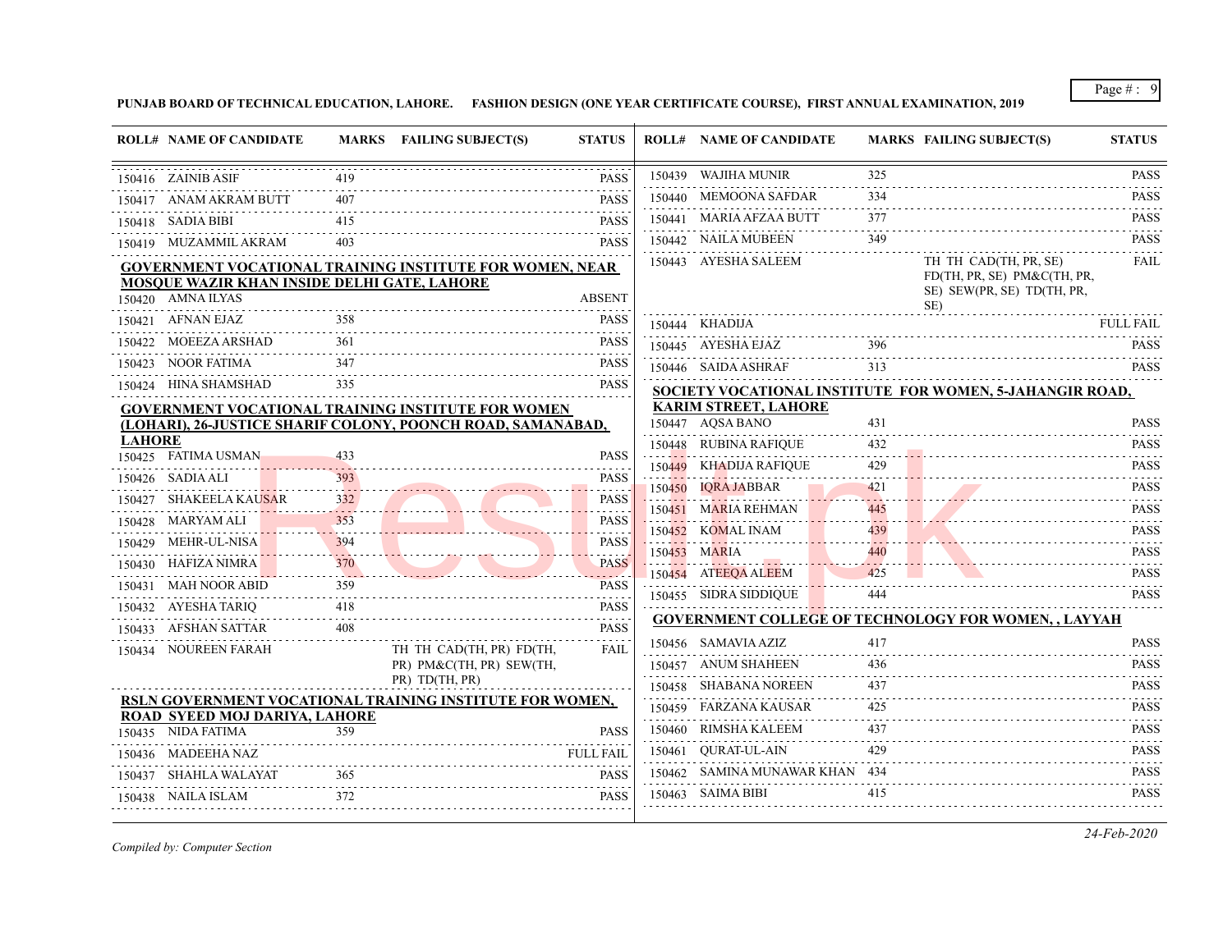**PUNJAB BOARD OF TECHNICAL EDUCATION, LAHORE. FASHION DESIGN (ONE YEAR CERTIFICATE COURSE), FIRST ANNUAL EXAMINATION, 2019**

| ROLL# | NAME OF CANDIDATE | MARKS | FAILING SUBJECT(S) | STATUS |
|---|---|---|---|---|
| 150416 | ZAINIB ASIF | 419 | | PASS |
| 150417 | ANAM AKRAM BUTT | 407 | | PASS |
| 150418 | SADIA BIBI | 415 | | PASS |
| 150419 | MUZAMMIL AKRAM | 403 | | PASS |

**GOVERNMENT VOCATIONAL TRAINING INSTITUTE FOR WOMEN, NEAR MOSQUE WAZIR KHAN INSIDE DELHI GATE, LAHORE**

| ROLL# | NAME OF CANDIDATE | MARKS | FAILING SUBJECT(S) | STATUS |
|---|---|---|---|---|
| 150420 | AMNA ILYAS | | | ABSENT |
| 150421 | AFNAN EJAZ | 358 | | PASS |
| 150422 | MOEEZA ARSHAD | 361 | | PASS |
| 150423 | NOOR FATIMA | 347 | | PASS |
| 150424 | HINA SHAMSHAD | 335 | | PASS |

**GOVERNMENT VOCATIONAL TRAINING INSTITUTE FOR WOMEN (LOHARI), 26-JUSTICE SHARIF COLONY, POONCH ROAD, SAMANABAD, LAHORE**

| ROLL# | NAME OF CANDIDATE | MARKS | FAILING SUBJECT(S) | STATUS |
|---|---|---|---|---|
| 150425 | FATIMA USMAN | 433 | | PASS |
| 150426 | SADIA ALI | 393 | | PASS |
| 150427 | SHAKEELA KAUSAR | 332 | | PASS |
| 150428 | MARYAM ALI | 353 | | PASS |
| 150429 | MEHR-UL-NISA | 394 | | PASS |
| 150430 | HAFIZA NIMRA | 370 | | PASS |
| 150431 | MAH NOOR ABID | 359 | | PASS |
| 150432 | AYESHA TARIQ | 418 | | PASS |
| 150433 | AFSHAN SATTAR | 408 | | PASS |
| 150434 | NOUREEN FARAH | | TH TH CAD(TH, PR) FD(TH, PR) PM&C(TH, PR) SEW(TH, PR) TD(TH, PR) | FAIL |

**RSLN GOVERNMENT VOCATIONAL TRAINING INSTITUTE FOR WOMEN, ROAD SYEED MOJ DARIYA, LAHORE**

| ROLL# | NAME OF CANDIDATE | MARKS | FAILING SUBJECT(S) | STATUS |
|---|---|---|---|---|
| 150435 | NIDA FATIMA | 359 | | PASS |
| 150436 | MADEEHA NAZ | | | FULL FAIL |
| 150437 | SHAHLA WALAYAT | 365 | | PASS |
| 150438 | NAILA ISLAM | 372 | | PASS |
| 150439 | WAJIHA MUNIR | 325 | | PASS |
| 150440 | MEMOONA SAFDAR | 334 | | PASS |
| 150441 | MARIA AFZAA BUTT | 377 | | PASS |
| 150442 | NAILA MUBEEN | 349 | | PASS |
| 150443 | AYESHA SALEEM | | TH TH CAD(TH, PR, SE) FD(TH, PR, SE) PM&C(TH, PR, SE) SEW(PR, SE) TD(TH, PR, SE) | FAIL |
| 150444 | KHADIJA | | | FULL FAIL |
| 150445 | AYESHA EJAZ | 396 | | PASS |
| 150446 | SAIDA ASHRAF | 313 | | PASS |

**SOCIETY VOCATIONAL INSTITUTE FOR WOMEN, 5-JAHANGIR ROAD, KARIM STREET, LAHORE**

| ROLL# | NAME OF CANDIDATE | MARKS | FAILING SUBJECT(S) | STATUS |
|---|---|---|---|---|
| 150447 | AQSA BANO | 431 | | PASS |
| 150448 | RUBINA RAFIQUE | 432 | | PASS |
| 150449 | KHADIJA RAFIQUE | 429 | | PASS |
| 150450 | IQRA JABBAR | 421 | | PASS |
| 150451 | MARIA REHMAN | 445 | | PASS |
| 150452 | KOMAL INAM | 439 | | PASS |
| 150453 | MARIA | 440 | | PASS |
| 150454 | ATEEQA ALEEM | 425 | | PASS |
| 150455 | SIDRA SIDDIQUE | 444 | | PASS |

**GOVERNMENT COLLEGE OF TECHNOLOGY FOR WOMEN, , LAYYAH**

| ROLL# | NAME OF CANDIDATE | MARKS | FAILING SUBJECT(S) | STATUS |
|---|---|---|---|---|
| 150456 | SAMAVIA AZIZ | 417 | | PASS |
| 150457 | ANUM SHAHEEN | 436 | | PASS |
| 150458 | SHABANA NOREEN | 437 | | PASS |
| 150459 | FARZANA KAUSAR | 425 | | PASS |
| 150460 | RIMSHA KALEEM | 437 | | PASS |
| 150461 | QURAT-UL-AIN | 429 | | PASS |
| 150462 | SAMINA MUNAWAR KHAN | 434 | | PASS |
| 150463 | SAIMA BIBI | 415 | | PASS |

*Compiled by: Computer Section*

*24-Feb-2020*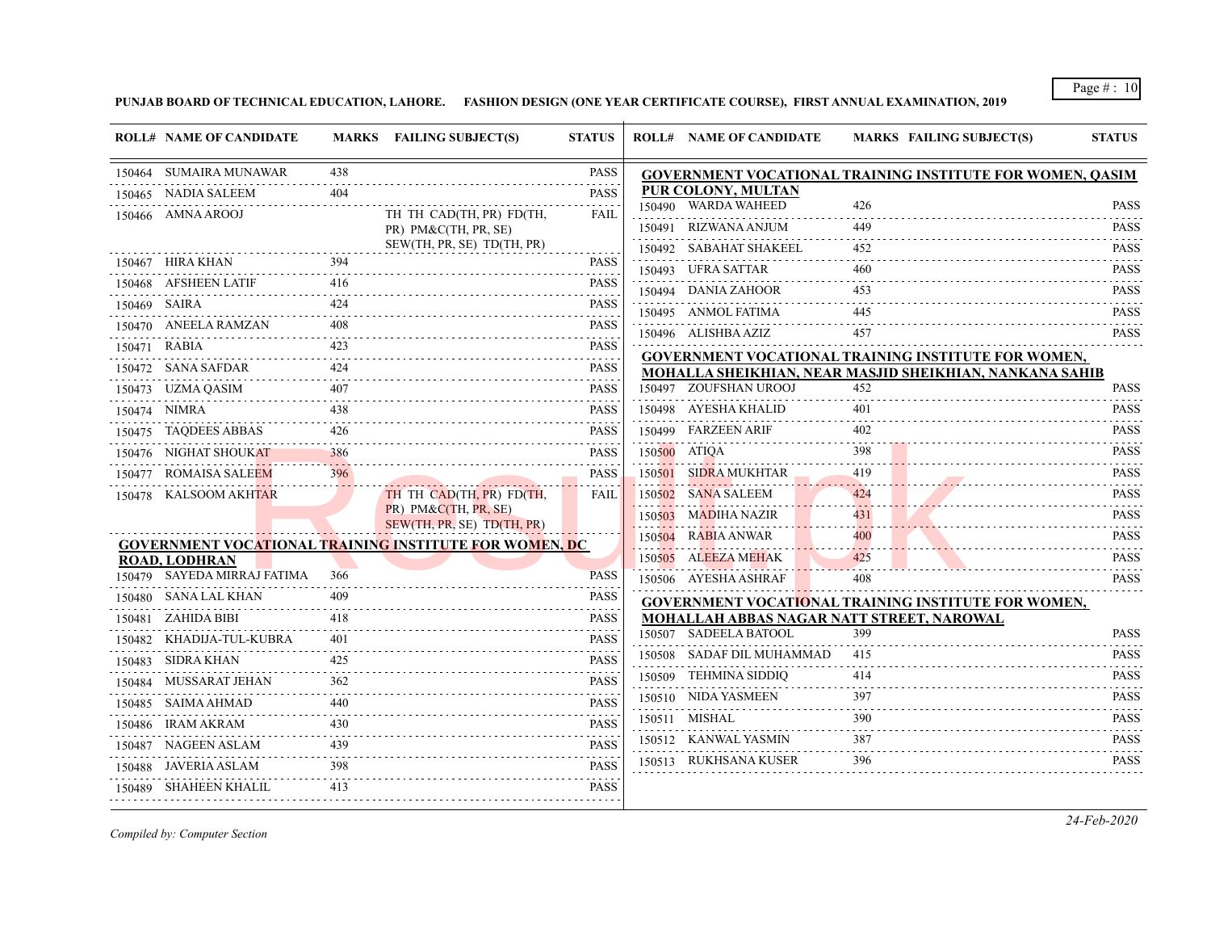**PUNJAB BOARD OF TECHNICAL EDUCATION, LAHORE. FASHION DESIGN (ONE YEAR CERTIFICATE COURSE), FIRST ANNUAL EXAMINATION, 2019**

| ROLL# | NAME OF CANDIDATE | MARKS | FAILING SUBJECT(S) | STATUS |
|---|---|---|---|---|
| 150464 | SUMAIRA MUNAWAR | 438 | | PASS |
| 150465 | NADIA SALEEM | 404 | | PASS |
| 150466 | AMNA AROOJ | | TH TH CAD(TH, PR) FD(TH, PR) PM&C(TH, PR, SE) SEW(TH, PR, SE) TD(TH, PR) | FAIL |
| 150467 | HIRA KHAN | 394 | | PASS |
| 150468 | AFSHEEN LATIF | 416 | | PASS |
| 150469 | SAIRA | 424 | | PASS |
| 150470 | ANEELA RAMZAN | 408 | | PASS |
| 150471 | RABIA | 423 | | PASS |
| 150472 | SANA SAFDAR | 424 | | PASS |
| 150473 | UZMA QASIM | 407 | | PASS |
| 150474 | NIMRA | 438 | | PASS |
| 150475 | TAQDEES ABBAS | 426 | | PASS |
| 150476 | NIGHAT SHOUKAT | 386 | | PASS |
| 150477 | ROMAISA SALEEM | 396 | | PASS |
| 150478 | KALSOOM AKHTAR | | TH TH CAD(TH, PR) FD(TH, PR) PM&C(TH, PR, SE) SEW(TH, PR, SE) TD(TH, PR) | FAIL |

**GOVERNMENT VOCATIONAL TRAINING INSTITUTE FOR WOMEN, DC ROAD, LODHRAN**

| ROLL# | NAME OF CANDIDATE | MARKS | FAILING SUBJECT(S) | STATUS |
|---|---|---|---|---|
| 150479 | SAYEDA MIRRAJ FATIMA | 366 | | PASS |
| 150480 | SANA LAL KHAN | 409 | | PASS |
| 150481 | ZAHIDA BIBI | 418 | | PASS |
| 150482 | KHADIJA-TUL-KUBRA | 401 | | PASS |
| 150483 | SIDRA KHAN | 425 | | PASS |
| 150484 | MUSSARAT JEHAN | 362 | | PASS |
| 150485 | SAIMA AHMAD | 440 | | PASS |
| 150486 | IRAM AKRAM | 430 | | PASS |
| 150487 | NAGEEN ASLAM | 439 | | PASS |
| 150488 | JAVERIA ASLAM | 398 | | PASS |
| 150489 | SHAHEEN KHALIL | 413 | | PASS |

**GOVERNMENT VOCATIONAL TRAINING INSTITUTE FOR WOMEN, QASIM PUR COLONY, MULTAN**

| ROLL# | NAME OF CANDIDATE | MARKS | FAILING SUBJECT(S) | STATUS |
|---|---|---|---|---|
| 150490 | WARDA WAHEED | 426 | | PASS |
| 150491 | RIZWANA ANJUM | 449 | | PASS |
| 150492 | SABAHAT SHAKEEL | 452 | | PASS |
| 150493 | UFRA SATTAR | 460 | | PASS |
| 150494 | DANIA ZAHOOR | 453 | | PASS |
| 150495 | ANMOL FATIMA | 445 | | PASS |
| 150496 | ALISHBA AZIZ | 457 | | PASS |

**GOVERNMENT VOCATIONAL TRAINING INSTITUTE FOR WOMEN, MOHALLA SHEIKHIAN, NEAR MASJID SHEIKHIAN, NANKANA SAHIB**

| ROLL# | NAME OF CANDIDATE | MARKS | FAILING SUBJECT(S) | STATUS |
|---|---|---|---|---|
| 150497 | ZOUFSHAN UROOJ | 452 | | PASS |
| 150498 | AYESHA KHALID | 401 | | PASS |
| 150499 | FARZEEN ARIF | 402 | | PASS |
| 150500 | ATIQA | 398 | | PASS |
| 150501 | SIDRA MUKHTAR | 419 | | PASS |
| 150502 | SANA SALEEM | 424 | | PASS |
| 150503 | MADIHA NAZIR | 431 | | PASS |
| 150504 | RABIA ANWAR | 400 | | PASS |
| 150505 | ALEEZA MEHAK | 425 | | PASS |
| 150506 | AYESHA ASHRAF | 408 | | PASS |

**GOVERNMENT VOCATIONAL TRAINING INSTITUTE FOR WOMEN, MOHALLAH ABBAS NAGAR NATT STREET, NAROWAL**

| ROLL# | NAME OF CANDIDATE | MARKS | FAILING SUBJECT(S) | STATUS |
|---|---|---|---|---|
| 150507 | SADEELA BATOOL | 399 | | PASS |
| 150508 | SADAF DIL MUHAMMAD | 415 | | PASS |
| 150509 | TEHMINA SIDDIQ | 414 | | PASS |
| 150510 | NIDA YASMEEN | 397 | | PASS |
| 150511 | MISHAL | 390 | | PASS |
| 150512 | KANWAL YASMIN | 387 | | PASS |
| 150513 | RUKHSANA KUSER | 396 | | PASS |

*Compiled by: Computer Section*

*24-Feb-2020*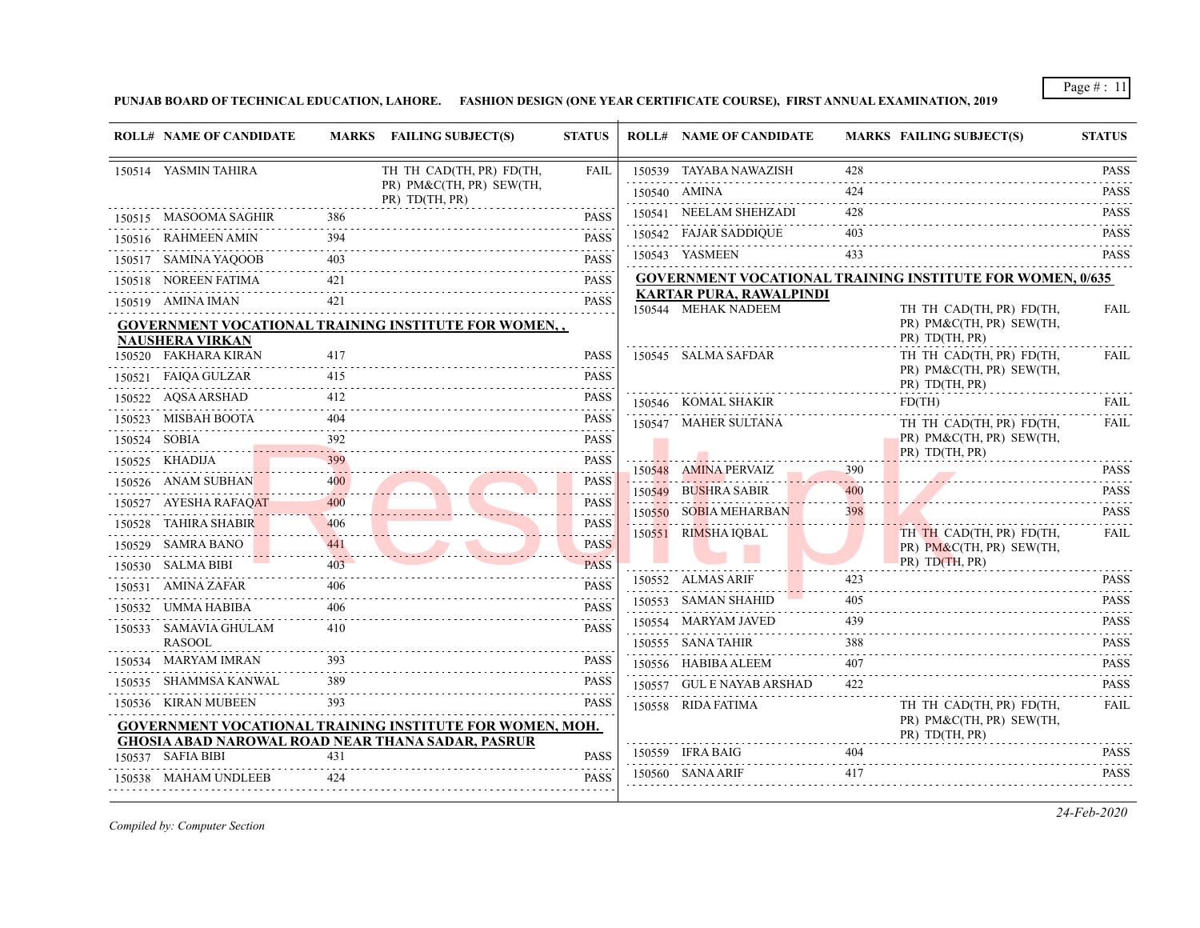**PUNJAB BOARD OF TECHNICAL EDUCATION, LAHORE. FASHION DESIGN (ONE YEAR CERTIFICATE COURSE), FIRST ANNUAL EXAMINATION, 2019**

| ROLL# | NAME OF CANDIDATE | MARKS | FAILING SUBJECT(S) | STATUS |
|---|---|---|---|---|
| 150514 | YASMIN TAHIRA | | TH TH CAD(TH, PR) FD(TH, PR) PM&C(TH, PR) SEW(TH, PR) TD(TH, PR) | FAIL |
| 150515 | MASOOMA SAGHIR | 386 | | PASS |
| 150516 | RAHMEEN AMIN | 394 | | PASS |
| 150517 | SAMINA YAQOOB | 403 | | PASS |
| 150518 | NOREEN FATIMA | 421 | | PASS |
| 150519 | AMINA IMAN | 421 | | PASS |

**GOVERNMENT VOCATIONAL TRAINING INSTITUTE FOR WOMEN, , NAUSHERA VIRKAN**

| ROLL# | NAME OF CANDIDATE | MARKS | FAILING SUBJECT(S) | STATUS |
|---|---|---|---|---|
| 150520 | FAKHARA KIRAN | 417 | | PASS |
| 150521 | FAIQA GULZAR | 415 | | PASS |
| 150522 | AQSA ARSHAD | 412 | | PASS |
| 150523 | MISBAH BOOTA | 404 | | PASS |
| 150524 | SOBIA | 392 | | PASS |
| 150525 | KHADIJA | 399 | | PASS |
| 150526 | ANAM SUBHAN | 400 | | PASS |
| 150527 | AYESHA RAFAQAT | 400 | | PASS |
| 150528 | TAHIRA SHABIR | 406 | | PASS |
| 150529 | SAMRA BANO | 441 | | PASS |
| 150530 | SALMA BIBI | 403 | | PASS |
| 150531 | AMINA ZAFAR | 406 | | PASS |
| 150532 | UMMA HABIBA | 406 | | PASS |
| 150533 | SAMAVIA GHULAM RASOOL | 410 | | PASS |
| 150534 | MARYAM IMRAN | 393 | | PASS |
| 150535 | SHAMMSA KANWAL | 389 | | PASS |
| 150536 | KIRAN MUBEEN | 393 | | PASS |

**GOVERNMENT VOCATIONAL TRAINING INSTITUTE FOR WOMEN, MOH. GHOSIA ABAD NAROWAL ROAD NEAR THANA SADAR, PASRUR**

| ROLL# | NAME OF CANDIDATE | MARKS | FAILING SUBJECT(S) | STATUS |
|---|---|---|---|---|
| 150537 | SAFIA BIBI | 431 | | PASS |
| 150538 | MAHAM UNDLEEB | 424 | | PASS |
| 150539 | TAYABA NAWAZISH | 428 | | PASS |
| 150540 | AMINA | 424 | | PASS |
| 150541 | NEELAM SHEHZADI | 428 | | PASS |
| 150542 | FAJAR SADDIQUE | 403 | | PASS |
| 150543 | YASMEEN | 433 | | PASS |

**GOVERNMENT VOCATIONAL TRAINING INSTITUTE FOR WOMEN, 0/635 KARTAR PURA, RAWALPINDI**

| ROLL# | NAME OF CANDIDATE | MARKS | FAILING SUBJECT(S) | STATUS |
|---|---|---|---|---|
| 150544 | MEHAK NADEEM | | TH TH CAD(TH, PR) FD(TH, PR) PM&C(TH, PR) SEW(TH, PR) TD(TH, PR) | FAIL |
| 150545 | SALMA SAFDAR | | TH TH CAD(TH, PR) FD(TH, PR) PM&C(TH, PR) SEW(TH, PR) TD(TH, PR) | FAIL |
| 150546 | KOMAL SHAKIR | | FD(TH) | FAIL |
| 150547 | MAHER SULTANA | | TH TH CAD(TH, PR) FD(TH, PR) PM&C(TH, PR) SEW(TH, PR) TD(TH, PR) | FAIL |
| 150548 | AMINA PERVAIZ | 390 | | PASS |
| 150549 | BUSHRA SABIR | 400 | | PASS |
| 150550 | SOBIA MEHARBAN | 398 | | PASS |
| 150551 | RIMSHA IQBAL | | TH TH CAD(TH, PR) FD(TH, PR) PM&C(TH, PR) SEW(TH, PR) TD(TH, PR) | FAIL |
| 150552 | ALMAS ARIF | 423 | | PASS |
| 150553 | SAMAN SHAHID | 405 | | PASS |
| 150554 | MARYAM JAVED | 439 | | PASS |
| 150555 | SANA TAHIR | 388 | | PASS |
| 150556 | HABIBA ALEEM | 407 | | PASS |
| 150557 | GUL E NAYAB ARSHAD | 422 | | PASS |
| 150558 | RIDA FATIMA | | TH TH CAD(TH, PR) FD(TH, PR) PM&C(TH, PR) SEW(TH, PR) TD(TH, PR) | FAIL |
| 150559 | IFRA BAIG | 404 | | PASS |
| 150560 | SANA ARIF | 417 | | PASS |

*Compiled by: Computer Section*

*24-Feb-2020*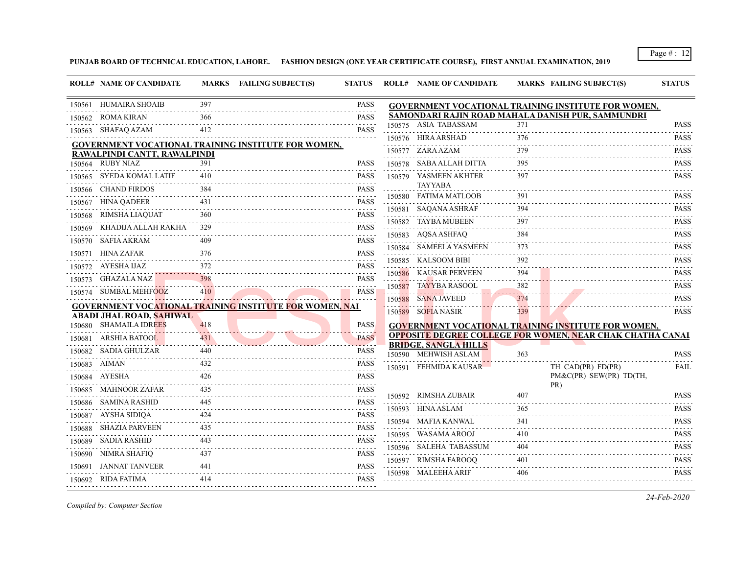**PUNJAB BOARD OF TECHNICAL EDUCATION, LAHORE. FASHION DESIGN (ONE YEAR CERTIFICATE COURSE), FIRST ANNUAL EXAMINATION, 2019**

| ROLL# | NAME OF CANDIDATE | MARKS | FAILING SUBJECT(S) | STATUS |
|---|---|---|---|---|
| 150561 | HUMAIRA SHOAIB | 397 | | PASS |
| 150562 | ROMA KIRAN | 366 | | PASS |
| 150563 | SHAFAQ AZAM | 412 | | PASS |

**GOVERNMENT VOCATIONAL TRAINING INSTITUTE FOR WOMEN, RAWALPINDI CANTT, RAWALPINDI**

| ROLL# | NAME OF CANDIDATE | MARKS | FAILING SUBJECT(S) | STATUS |
|---|---|---|---|---|
| 150564 | RUBY NIAZ | 391 | | PASS |
| 150565 | SYEDA KOMAL LATIF | 410 | | PASS |
| 150566 | CHAND FIRDOS | 384 | | PASS |
| 150567 | HINA QADEER | 431 | | PASS |
| 150568 | RIMSHA LIAQUAT | 360 | | PASS |
| 150569 | KHADIJA ALLAH RAKHA | 329 | | PASS |
| 150570 | SAFIA AKRAM | 409 | | PASS |
| 150571 | HINA ZAFAR | 376 | | PASS |
| 150572 | AYESHA IJAZ | 372 | | PASS |
| 150573 | GHAZALA NAZ | 398 | | PASS |
| 150574 | SUMBAL MEHFOOZ | 410 | | PASS |

**GOVERNMENT VOCATIONAL TRAINING INSTITUTE FOR WOMEN, NAI ABADI JHAL ROAD, SAHIWAL**

| ROLL# | NAME OF CANDIDATE | MARKS | FAILING SUBJECT(S) | STATUS |
|---|---|---|---|---|
| 150680 | SHAMAILA IDREES | 418 | | PASS |
| 150681 | ARSHIA BATOOL | 431 | | PASS |
| 150682 | SADIA GHULZAR | 440 | | PASS |
| 150683 | AIMAN | 432 | | PASS |
| 150684 | AYESHA | 426 | | PASS |
| 150685 | MAHNOOR ZAFAR | 435 | | PASS |
| 150686 | SAMINA RASHID | 445 | | PASS |
| 150687 | AYSHA SIDIQA | 424 | | PASS |
| 150688 | SHAZIA PARVEEN | 435 | | PASS |
| 150689 | SADIA RASHID | 443 | | PASS |
| 150690 | NIMRA SHAFIQ | 437 | | PASS |
| 150691 | JANNAT TANVEER | 441 | | PASS |
| 150692 | RIDA FATIMA | 414 | | PASS |

**GOVERNMENT VOCATIONAL TRAINING INSTITUTE FOR WOMEN, SAMONDARI RAJIN ROAD MAHALA DANISH PUR, SAMMUNDRI**

| ROLL# | NAME OF CANDIDATE | MARKS | FAILING SUBJECT(S) | STATUS |
|---|---|---|---|---|
| 150575 | ASIA TABASSAM | 371 | | PASS |
| 150576 | HIRA ARSHAD | 376 | | PASS |
| 150577 | ZARA AZAM | 379 | | PASS |
| 150578 | SABA ALLAH DITTA | 395 | | PASS |
| 150579 | YASMEEN AKHTER TAYYABA | 397 | | PASS |
| 150580 | FATIMA MATLOOB | 391 | | PASS |
| 150581 | SAQANA ASHRAF | 394 | | PASS |
| 150582 | TAYBA MUBEEN | 397 | | PASS |
| 150583 | AQSA ASHFAQ | 384 | | PASS |
| 150584 | SAMEELA YASMEEN | 373 | | PASS |
| 150585 | KALSOOM BIBI | 392 | | PASS |
| 150586 | KAUSAR PERVEEN | 394 | | PASS |
| 150587 | TAYYBA RASOOL | 382 | | PASS |
| 150588 | SANA JAVEED | 374 | | PASS |
| 150589 | SOFIA NASIR | 339 | | PASS |

**GOVERNMENT VOCATIONAL TRAINING INSTITUTE FOR WOMEN, OPPOSITE DEGREE COLLEGE FOR WOMEN, NEAR CHAK CHATHA CANAI BRIDGE, SANGLA HILLS**

| ROLL# | NAME OF CANDIDATE | MARKS | FAILING SUBJECT(S) | STATUS |
|---|---|---|---|---|
| 150590 | MEHWISH ASLAM | 363 | | PASS |
| 150591 | FEHMIDA KAUSAR | | TH CAD(PR) FD(PR) PM&C(PR) SEW(PR) TD(TH, PR) | FAIL |
| 150592 | RIMSHA ZUBAIR | 407 | | PASS |
| 150593 | HINA ASLAM | 365 | | PASS |
| 150594 | MAFIA KANWAL | 341 | | PASS |
| 150595 | WASAMA AROOJ | 410 | | PASS |
| 150596 | SALEHA TABASSUM | 404 | | PASS |
| 150597 | RIMSHA FAROOQ | 401 | | PASS |
| 150598 | MALEEHA ARIF | 406 | | PASS |

*Compiled by: Computer Section*

*24-Feb-2020*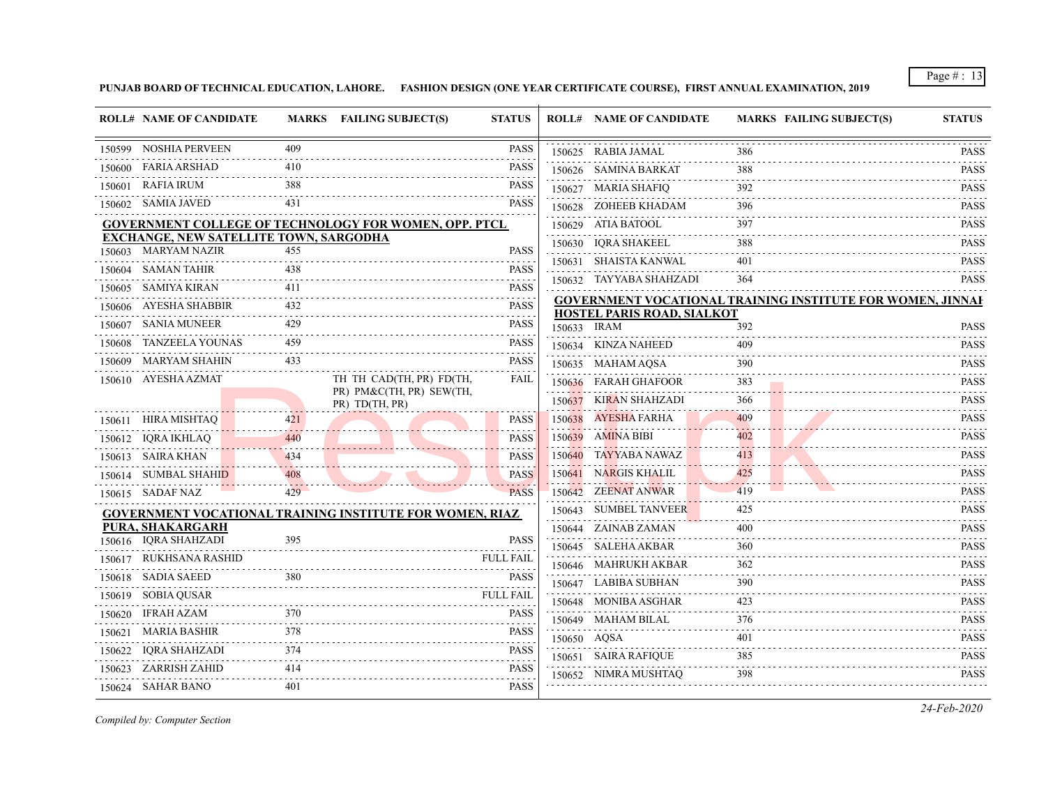**PUNJAB BOARD OF TECHNICAL EDUCATION, LAHORE. FASHION DESIGN (ONE YEAR CERTIFICATE COURSE), FIRST ANNUAL EXAMINATION, 2019**

| ROLL# | NAME OF CANDIDATE | MARKS | FAILING SUBJECT(S) | STATUS |
|---|---|---|---|---|
| 150599 | NOSHIA PERVEEN | 409 | | PASS |
| 150600 | FARIA ARSHAD | 410 | | PASS |
| 150601 | RAFIA IRUM | 388 | | PASS |
| 150602 | SAMIA JAVED | 431 | | PASS |

**GOVERNMENT COLLEGE OF TECHNOLOGY FOR WOMEN, OPP. PTCL EXCHANGE, NEW SATELLITE TOWN, SARGODHA**

| ROLL# | NAME OF CANDIDATE | MARKS | FAILING SUBJECT(S) | STATUS |
|---|---|---|---|---|
| 150603 | MARYAM NAZIR | 455 | | PASS |
| 150604 | SAMAN TAHIR | 438 | | PASS |
| 150605 | SAMIYA KIRAN | 411 | | PASS |
| 150606 | AYESHA SHABBIR | 432 | | PASS |
| 150607 | SANIA MUNEER | 429 | | PASS |
| 150608 | TANZEELA YOUNAS | 459 | | PASS |
| 150609 | MARYAM SHAHIN | 433 | | PASS |
| 150610 | AYESHA AZMAT | | TH TH CAD(TH, PR) FD(TH, PR) PM&C(TH, PR) SEW(TH, PR) TD(TH, PR) | FAIL |
| 150611 | HIRA MISHTAQ | 421 | | PASS |
| 150612 | IQRA IKHLAQ | 440 | | PASS |
| 150613 | SAIRA KHAN | 434 | | PASS |
| 150614 | SUMBAL SHAHID | 408 | | PASS |
| 150615 | SADAF NAZ | 429 | | PASS |

**GOVERNMENT VOCATIONAL TRAINING INSTITUTE FOR WOMEN, RIAZ PURA, SHAKARGARH**

| ROLL# | NAME OF CANDIDATE | MARKS | FAILING SUBJECT(S) | STATUS |
|---|---|---|---|---|
| 150616 | IQRA SHAHZADI | 395 | | PASS |
| 150617 | RUKHSANA RASHID | | | FULL FAIL |
| 150618 | SADIA SAEED | 380 | | PASS |
| 150619 | SOBIA QUSAR | | | FULL FAIL |
| 150620 | IFRAH AZAM | 370 | | PASS |
| 150621 | MARIA BASHIR | 378 | | PASS |
| 150622 | IQRA SHAHZADI | 374 | | PASS |
| 150623 | ZARRISH ZAHID | 414 | | PASS |
| 150624 | SAHAR BANO | 401 | | PASS |
| 150625 | RABIA JAMAL | 386 | | PASS |
| 150626 | SAMINA BARKAT | 388 | | PASS |
| 150627 | MARIA SHAFIQ | 392 | | PASS |
| 150628 | ZOHEEB KHADAM | 396 | | PASS |
| 150629 | ATIA BATOOL | 397 | | PASS |
| 150630 | IQRA SHAKEEL | 388 | | PASS |
| 150631 | SHAISTA KANWAL | 401 | | PASS |
| 150632 | TAYYABA SHAHZADI | 364 | | PASS |

**GOVERNMENT VOCATIONAL TRAINING INSTITUTE FOR WOMEN, JINNAH HOSTEL PARIS ROAD, SIALKOT**

| ROLL# | NAME OF CANDIDATE | MARKS | FAILING SUBJECT(S) | STATUS |
|---|---|---|---|---|
| 150633 | IRAM | 392 | | PASS |
| 150634 | KINZA NAHEED | 409 | | PASS |
| 150635 | MAHAM AQSA | 390 | | PASS |
| 150636 | FARAH GHAFOOR | 383 | | PASS |
| 150637 | KIRAN SHAHZADI | 366 | | PASS |
| 150638 | AYESHA FARHA | 409 | | PASS |
| 150639 | AMINA BIBI | 402 | | PASS |
| 150640 | TAYYABA NAWAZ | 413 | | PASS |
| 150641 | NARGIS KHALIL | 425 | | PASS |
| 150642 | ZEENAT ANWAR | 419 | | PASS |
| 150643 | SUMBEL TANVEER | 425 | | PASS |
| 150644 | ZAINAB ZAMAN | 400 | | PASS |
| 150645 | SALEHA AKBAR | 360 | | PASS |
| 150646 | MAHRUKH AKBAR | 362 | | PASS |
| 150647 | LABIBA SUBHAN | 390 | | PASS |
| 150648 | MONIBA ASGHAR | 423 | | PASS |
| 150649 | MAHAM BILAL | 376 | | PASS |
| 150650 | AQSA | 401 | | PASS |
| 150651 | SAIRA RAFIQUE | 385 | | PASS |
| 150652 | NIMRA MUSHTAQ | 398 | | PASS |

*Compiled by: Computer Section*

*24-Feb-2020*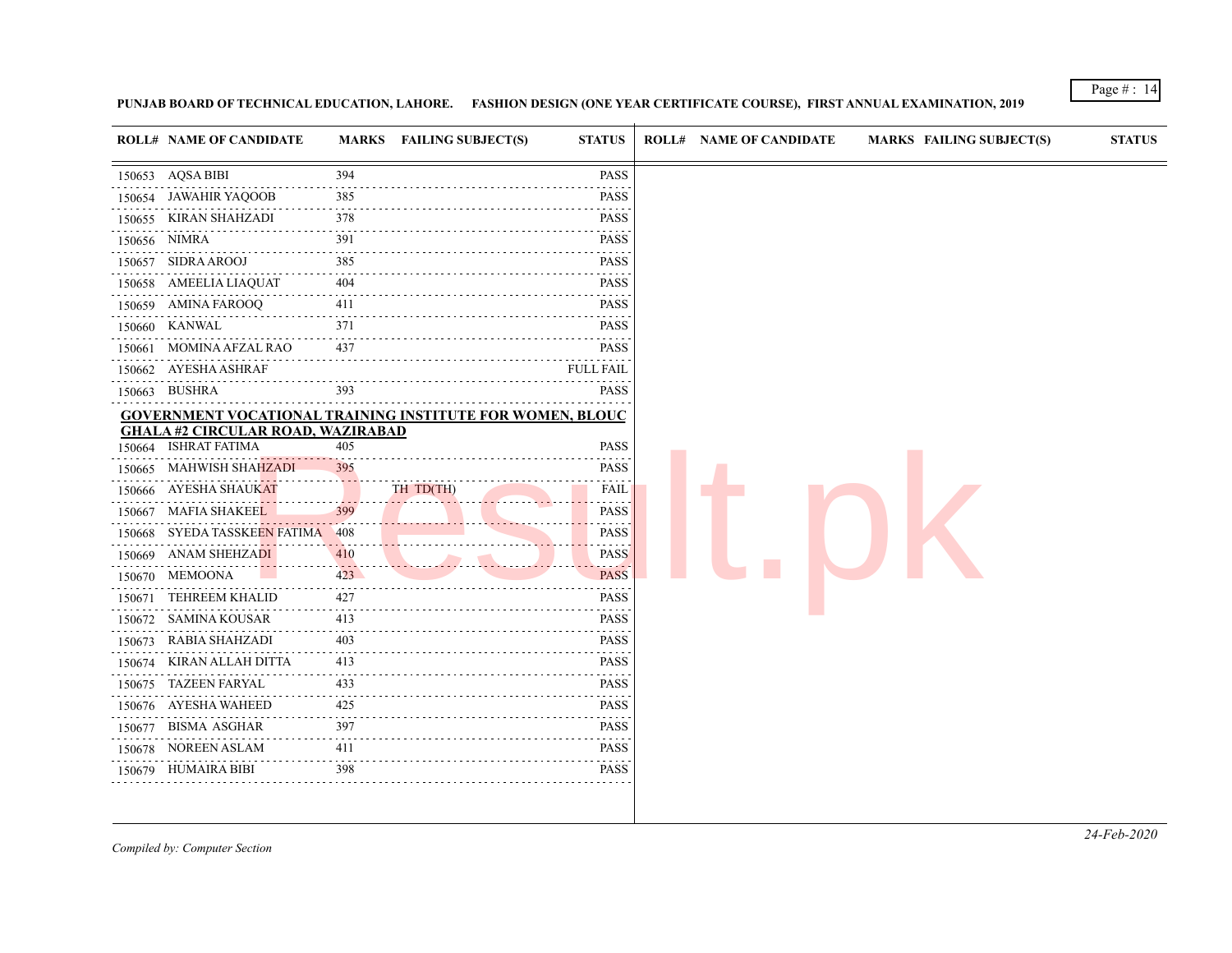**PUNJAB BOARD OF TECHNICAL EDUCATION, LAHORE. FASHION DESIGN (ONE YEAR CERTIFICATE COURSE), FIRST ANNUAL EXAMINATION, 2019**

| ROLL# | NAME OF CANDIDATE | MARKS | FAILING SUBJECT(S) | STATUS |
|---|---|---|---|---|
| 150653 | AQSA BIBI | 394 | | PASS |
| 150654 | JAWAHIR YAQOOB | 385 | | PASS |
| 150655 | KIRAN SHAHZADI | 378 | | PASS |
| 150656 | NIMRA | 391 | | PASS |
| 150657 | SIDRA AROOJ | 385 | | PASS |
| 150658 | AMEELIA LIAQUAT | 404 | | PASS |
| 150659 | AMINA FAROOQ | 411 | | PASS |
| 150660 | KANWAL | 371 | | PASS |
| 150661 | MOMINA AFZAL RAO | 437 | | PASS |
| 150662 | AYESHA ASHRAF | | | FULL FAIL |
| 150663 | BUSHRA | 393 | | PASS |

**GOVERNMENT VOCATIONAL TRAINING INSTITUTE FOR WOMEN, BLOUC GHALA #2 CIRCULAR ROAD, WAZIRABAD**

| ROLL# | NAME OF CANDIDATE | MARKS | FAILING SUBJECT(S) | STATUS |
|---|---|---|---|---|
| 150664 | ISHRAT FATIMA | 405 | | PASS |
| 150665 | MAHWISH SHAHZADI | 395 | | PASS |
| 150666 | AYESHA SHAUKAT | | TH TD(TH) | FAIL |
| 150667 | MAFIA SHAKEEL | 399 | | PASS |
| 150668 | SYEDA TASSKEEN FATIMA | 408 | | PASS |
| 150669 | ANAM SHEHZADI | 410 | | PASS |
| 150670 | MEMOONA | 423 | | PASS |
| 150671 | TEHREEM KHALID | 427 | | PASS |
| 150672 | SAMINA KOUSAR | 413 | | PASS |
| 150673 | RABIA SHAHZADI | 403 | | PASS |
| 150674 | KIRAN ALLAH DITTA | 413 | | PASS |
| 150675 | TAZEEN FARYAL | 433 | | PASS |
| 150676 | AYESHA WAHEED | 425 | | PASS |
| 150677 | BISMA ASGHAR | 397 | | PASS |
| 150678 | NOREEN ASLAM | 411 | | PASS |
| 150679 | HUMAIRA BIBI | 398 | | PASS |

*Compiled by: Computer Section*

*24-Feb-2020*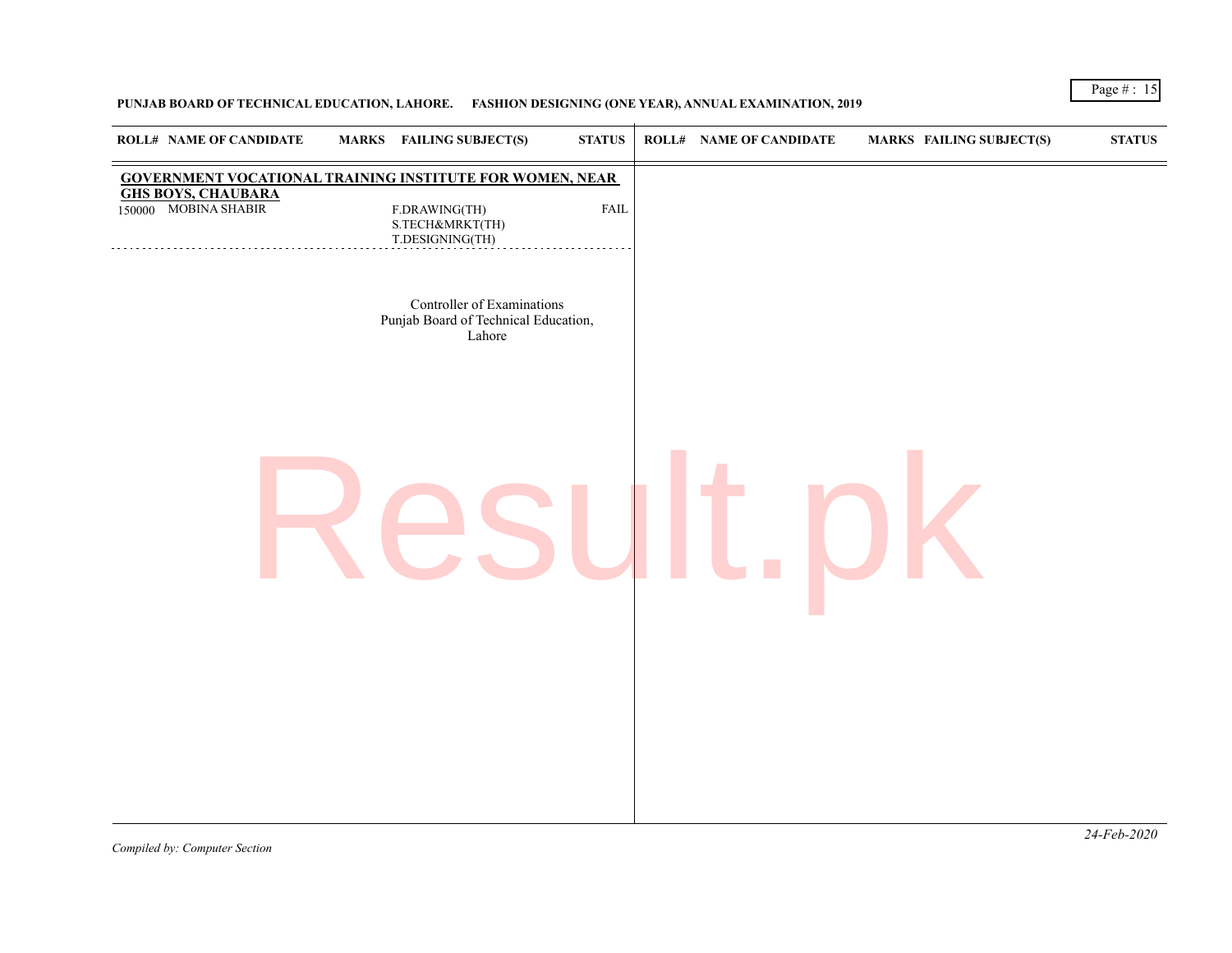PUNJAB BOARD OF TECHNICAL EDUCATION, LAHORE. FASHION DESIGNING (ONE YEAR), ANNUAL EXAMINATION, 2019

| ROLL# | NAME OF CANDIDATE | MARKS | FAILING SUBJECT(S) | STATUS |
|---|---|---|---|---|
| **GOVERNMENT VOCATIONAL TRAINING INSTITUTE FOR WOMEN, NEAR GHS BOYS, CHAUBARA** | | | | |
| 150000 | MOBINA SHABIR | | F.DRAWING(TH)<br>S.TECH&MRKT(TH)<br>T.DESIGNING(TH) | FAIL |

Controller of Examinations
Punjab Board of Technical Education,
Lahore

*Compiled by: Computer Section*

*24-Feb-2020*